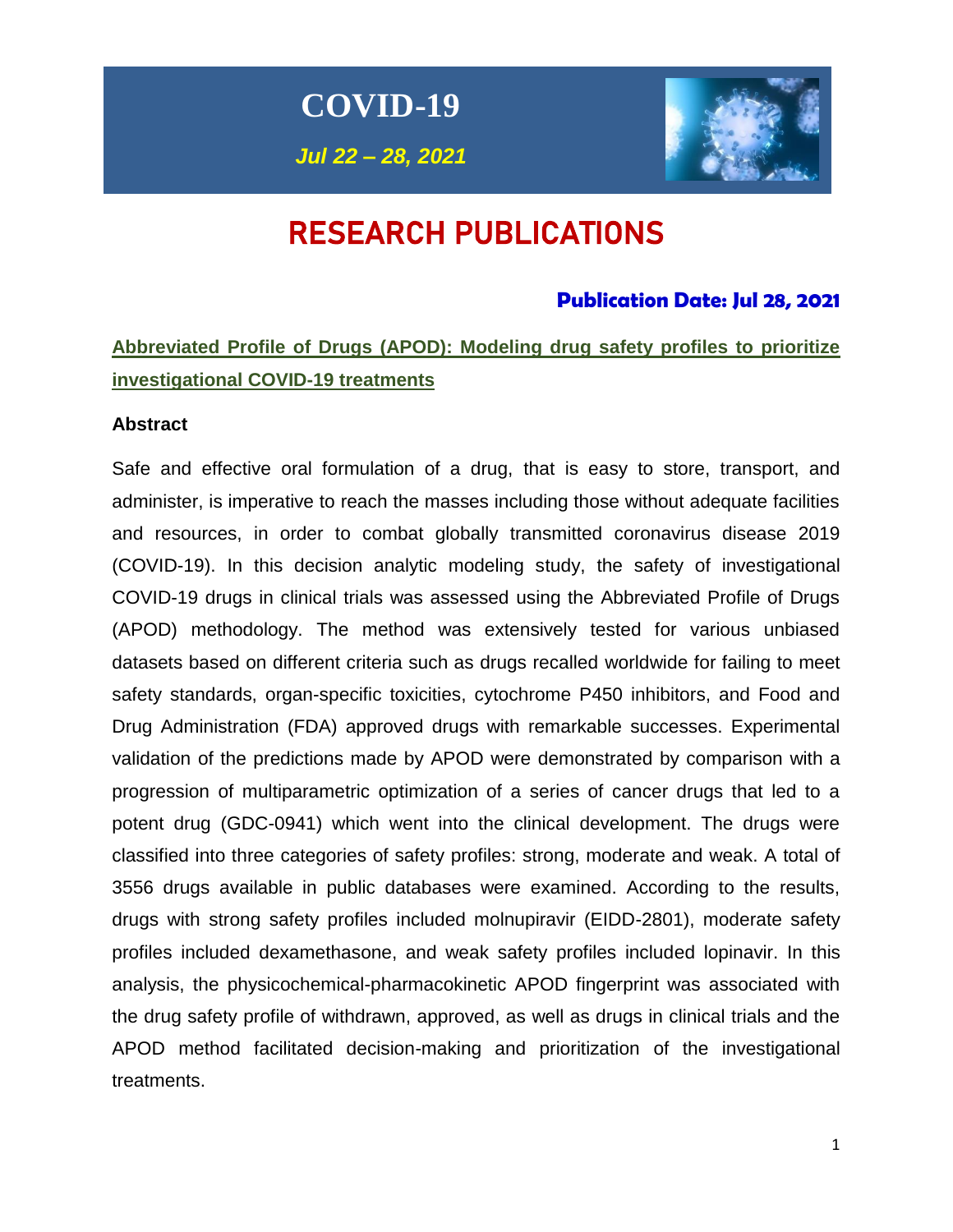# COVID-19

***Jul 22 – 28, 2021***

# RESEARCH PUBLICATIONS

### Publication Date: Jul 28, 2021

## Abbreviated Profile of Drugs (APOD): Modeling drug safety profiles to prioritize investigational COVID-19 treatments

**Abstract**

Safe and effective oral formulation of a drug, that is easy to store, transport, and administer, is imperative to reach the masses including those without adequate facilities and resources, in order to combat globally transmitted coronavirus disease 2019 (COVID-19). In this decision analytic modeling study, the safety of investigational COVID-19 drugs in clinical trials was assessed using the Abbreviated Profile of Drugs (APOD) methodology. The method was extensively tested for various unbiased datasets based on different criteria such as drugs recalled worldwide for failing to meet safety standards, organ-specific toxicities, cytochrome P450 inhibitors, and Food and Drug Administration (FDA) approved drugs with remarkable successes. Experimental validation of the predictions made by APOD were demonstrated by comparison with a progression of multiparametric optimization of a series of cancer drugs that led to a potent drug (GDC-0941) which went into the clinical development. The drugs were classified into three categories of safety profiles: strong, moderate and weak. A total of 3556 drugs available in public databases were examined. According to the results, drugs with strong safety profiles included molnupiravir (EIDD-2801), moderate safety profiles included dexamethasone, and weak safety profiles included lopinavir. In this analysis, the physicochemical-pharmacokinetic APOD fingerprint was associated with the drug safety profile of withdrawn, approved, as well as drugs in clinical trials and the APOD method facilitated decision-making and prioritization of the investigational treatments.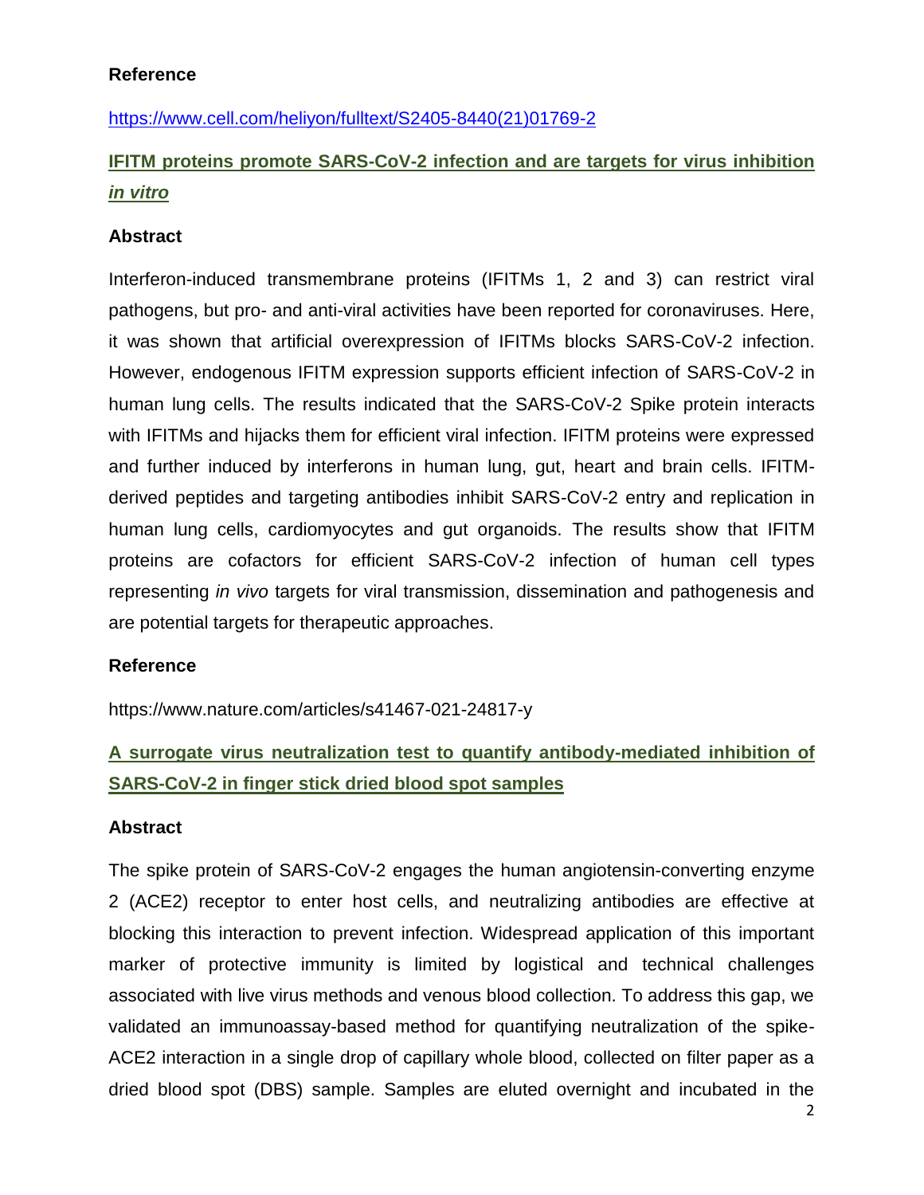**Reference**

https://www.cell.com/heliyon/fulltext/S2405-8440(21)01769-2

**IFITM proteins promote SARS-CoV-2 infection and are targets for virus inhibition *in vitro***

**Abstract**

Interferon-induced transmembrane proteins (IFITMs 1, 2 and 3) can restrict viral pathogens, but pro- and anti-viral activities have been reported for coronaviruses. Here, it was shown that artificial overexpression of IFITMs blocks SARS-CoV-2 infection. However, endogenous IFITM expression supports efficient infection of SARS-CoV-2 in human lung cells. The results indicated that the SARS-CoV-2 Spike protein interacts with IFITMs and hijacks them for efficient viral infection. IFITM proteins were expressed and further induced by interferons in human lung, gut, heart and brain cells. IFITM-derived peptides and targeting antibodies inhibit SARS-CoV-2 entry and replication in human lung cells, cardiomyocytes and gut organoids. The results show that IFITM proteins are cofactors for efficient SARS-CoV-2 infection of human cell types representing *in vivo* targets for viral transmission, dissemination and pathogenesis and are potential targets for therapeutic approaches.

**Reference**

https://www.nature.com/articles/s41467-021-24817-y

**A surrogate virus neutralization test to quantify antibody-mediated inhibition of SARS-CoV-2 in finger stick dried blood spot samples**

**Abstract**

The spike protein of SARS-CoV-2 engages the human angiotensin-converting enzyme 2 (ACE2) receptor to enter host cells, and neutralizing antibodies are effective at blocking this interaction to prevent infection. Widespread application of this important marker of protective immunity is limited by logistical and technical challenges associated with live virus methods and venous blood collection. To address this gap, we validated an immunoassay-based method for quantifying neutralization of the spike-ACE2 interaction in a single drop of capillary whole blood, collected on filter paper as a dried blood spot (DBS) sample. Samples are eluted overnight and incubated in the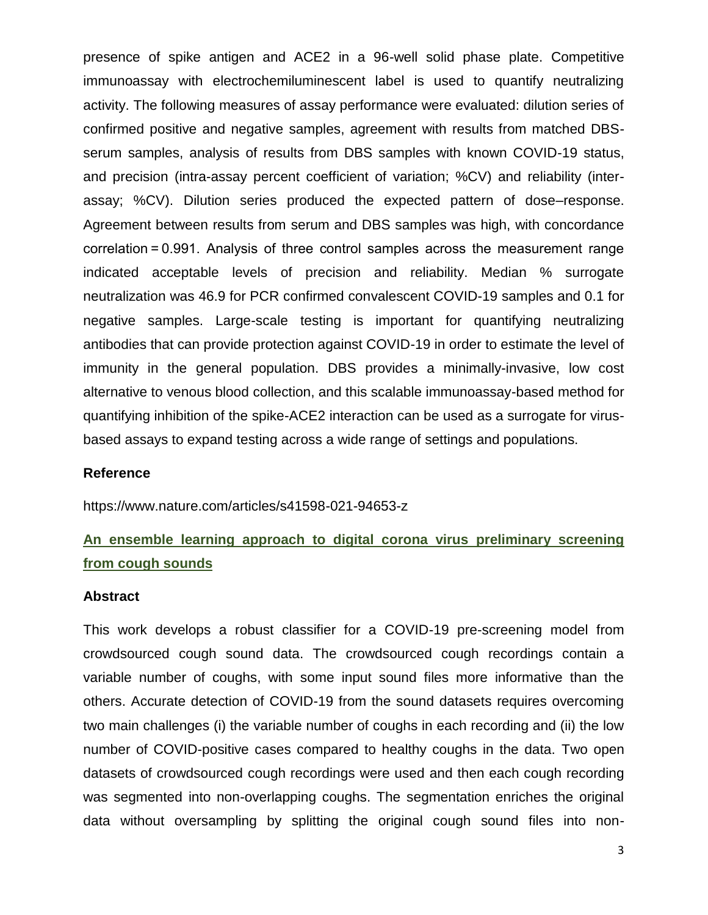presence of spike antigen and ACE2 in a 96-well solid phase plate. Competitive immunoassay with electrochemiluminescent label is used to quantify neutralizing activity. The following measures of assay performance were evaluated: dilution series of confirmed positive and negative samples, agreement with results from matched DBS-serum samples, analysis of results from DBS samples with known COVID-19 status, and precision (intra-assay percent coefficient of variation; %CV) and reliability (inter-assay; %CV). Dilution series produced the expected pattern of dose–response. Agreement between results from serum and DBS samples was high, with concordance correlation = 0.991. Analysis of three control samples across the measurement range indicated acceptable levels of precision and reliability. Median % surrogate neutralization was 46.9 for PCR confirmed convalescent COVID-19 samples and 0.1 for negative samples. Large-scale testing is important for quantifying neutralizing antibodies that can provide protection against COVID-19 in order to estimate the level of immunity in the general population. DBS provides a minimally-invasive, low cost alternative to venous blood collection, and this scalable immunoassay-based method for quantifying inhibition of the spike-ACE2 interaction can be used as a surrogate for virus-based assays to expand testing across a wide range of settings and populations.

**Reference**

https://www.nature.com/articles/s41598-021-94653-z

## An ensemble learning approach to digital corona virus preliminary screening from cough sounds

**Abstract**

This work develops a robust classifier for a COVID-19 pre-screening model from crowdsourced cough sound data. The crowdsourced cough recordings contain a variable number of coughs, with some input sound files more informative than the others. Accurate detection of COVID-19 from the sound datasets requires overcoming two main challenges (i) the variable number of coughs in each recording and (ii) the low number of COVID-positive cases compared to healthy coughs in the data. Two open datasets of crowdsourced cough recordings were used and then each cough recording was segmented into non-overlapping coughs. The segmentation enriches the original data without oversampling by splitting the original cough sound files into non-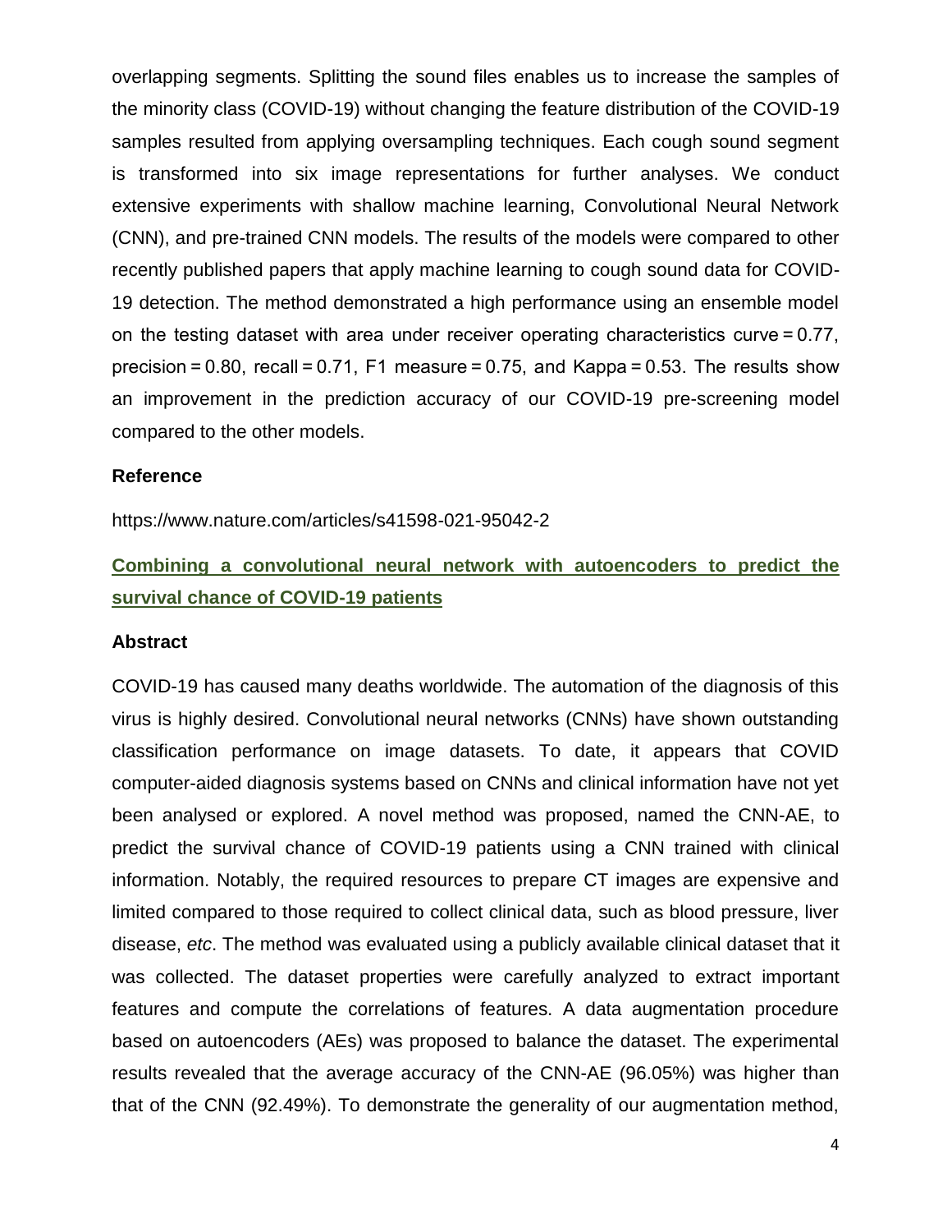overlapping segments. Splitting the sound files enables us to increase the samples of the minority class (COVID-19) without changing the feature distribution of the COVID-19 samples resulted from applying oversampling techniques. Each cough sound segment is transformed into six image representations for further analyses. We conduct extensive experiments with shallow machine learning, Convolutional Neural Network (CNN), and pre-trained CNN models. The results of the models were compared to other recently published papers that apply machine learning to cough sound data for COVID-19 detection. The method demonstrated a high performance using an ensemble model on the testing dataset with area under receiver operating characteristics curve = 0.77, precision = 0.80, recall = 0.71, F1 measure = 0.75, and Kappa = 0.53. The results show an improvement in the prediction accuracy of our COVID-19 pre-screening model compared to the other models.

**Reference**

https://www.nature.com/articles/s41598-021-95042-2

## Combining a convolutional neural network with autoencoders to predict the survival chance of COVID-19 patients

**Abstract**

COVID-19 has caused many deaths worldwide. The automation of the diagnosis of this virus is highly desired. Convolutional neural networks (CNNs) have shown outstanding classification performance on image datasets. To date, it appears that COVID computer-aided diagnosis systems based on CNNs and clinical information have not yet been analysed or explored. A novel method was proposed, named the CNN-AE, to predict the survival chance of COVID-19 patients using a CNN trained with clinical information. Notably, the required resources to prepare CT images are expensive and limited compared to those required to collect clinical data, such as blood pressure, liver disease, *etc*. The method was evaluated using a publicly available clinical dataset that it was collected. The dataset properties were carefully analyzed to extract important features and compute the correlations of features. A data augmentation procedure based on autoencoders (AEs) was proposed to balance the dataset. The experimental results revealed that the average accuracy of the CNN-AE (96.05%) was higher than that of the CNN (92.49%). To demonstrate the generality of our augmentation method,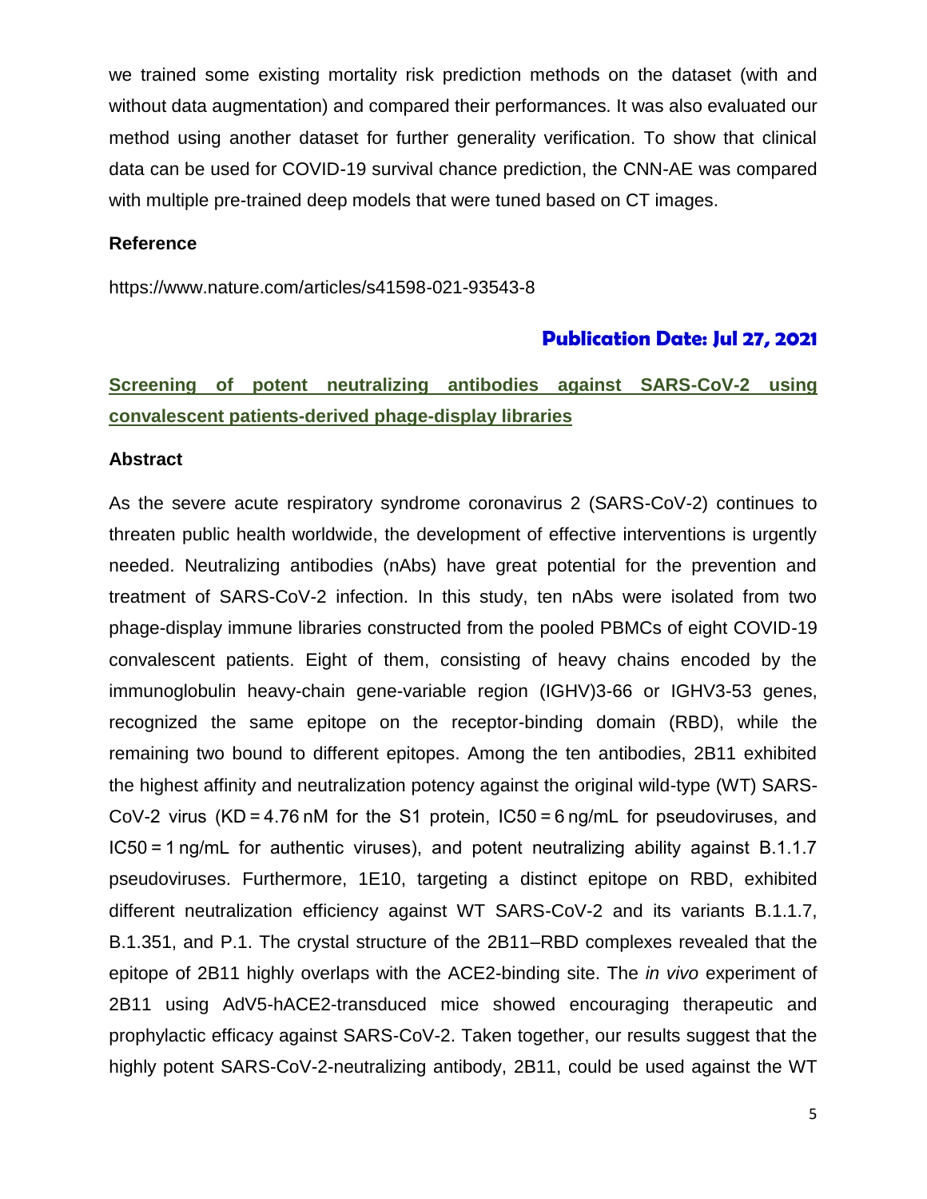we trained some existing mortality risk prediction methods on the dataset (with and without data augmentation) and compared their performances. It was also evaluated our method using another dataset for further generality verification. To show that clinical data can be used for COVID-19 survival chance prediction, the CNN-AE was compared with multiple pre-trained deep models that were tuned based on CT images.

**Reference**

https://www.nature.com/articles/s41598-021-93543-8

**Publication Date: Jul 27, 2021**

## Screening of potent neutralizing antibodies against SARS-CoV-2 using convalescent patients-derived phage-display libraries

**Abstract**

As the severe acute respiratory syndrome coronavirus 2 (SARS-CoV-2) continues to threaten public health worldwide, the development of effective interventions is urgently needed. Neutralizing antibodies (nAbs) have great potential for the prevention and treatment of SARS-CoV-2 infection. In this study, ten nAbs were isolated from two phage-display immune libraries constructed from the pooled PBMCs of eight COVID-19 convalescent patients. Eight of them, consisting of heavy chains encoded by the immunoglobulin heavy-chain gene-variable region (IGHV)3-66 or IGHV3-53 genes, recognized the same epitope on the receptor-binding domain (RBD), while the remaining two bound to different epitopes. Among the ten antibodies, 2B11 exhibited the highest affinity and neutralization potency against the original wild-type (WT) SARS-CoV-2 virus (KD = 4.76 nM for the S1 protein, IC50 = 6 ng/mL for pseudoviruses, and IC50 = 1 ng/mL for authentic viruses), and potent neutralizing ability against B.1.1.7 pseudoviruses. Furthermore, 1E10, targeting a distinct epitope on RBD, exhibited different neutralization efficiency against WT SARS-CoV-2 and its variants B.1.1.7, B.1.351, and P.1. The crystal structure of the 2B11–RBD complexes revealed that the epitope of 2B11 highly overlaps with the ACE2-binding site. The *in vivo* experiment of 2B11 using AdV5-hACE2-transduced mice showed encouraging therapeutic and prophylactic efficacy against SARS-CoV-2. Taken together, our results suggest that the highly potent SARS-CoV-2-neutralizing antibody, 2B11, could be used against the WT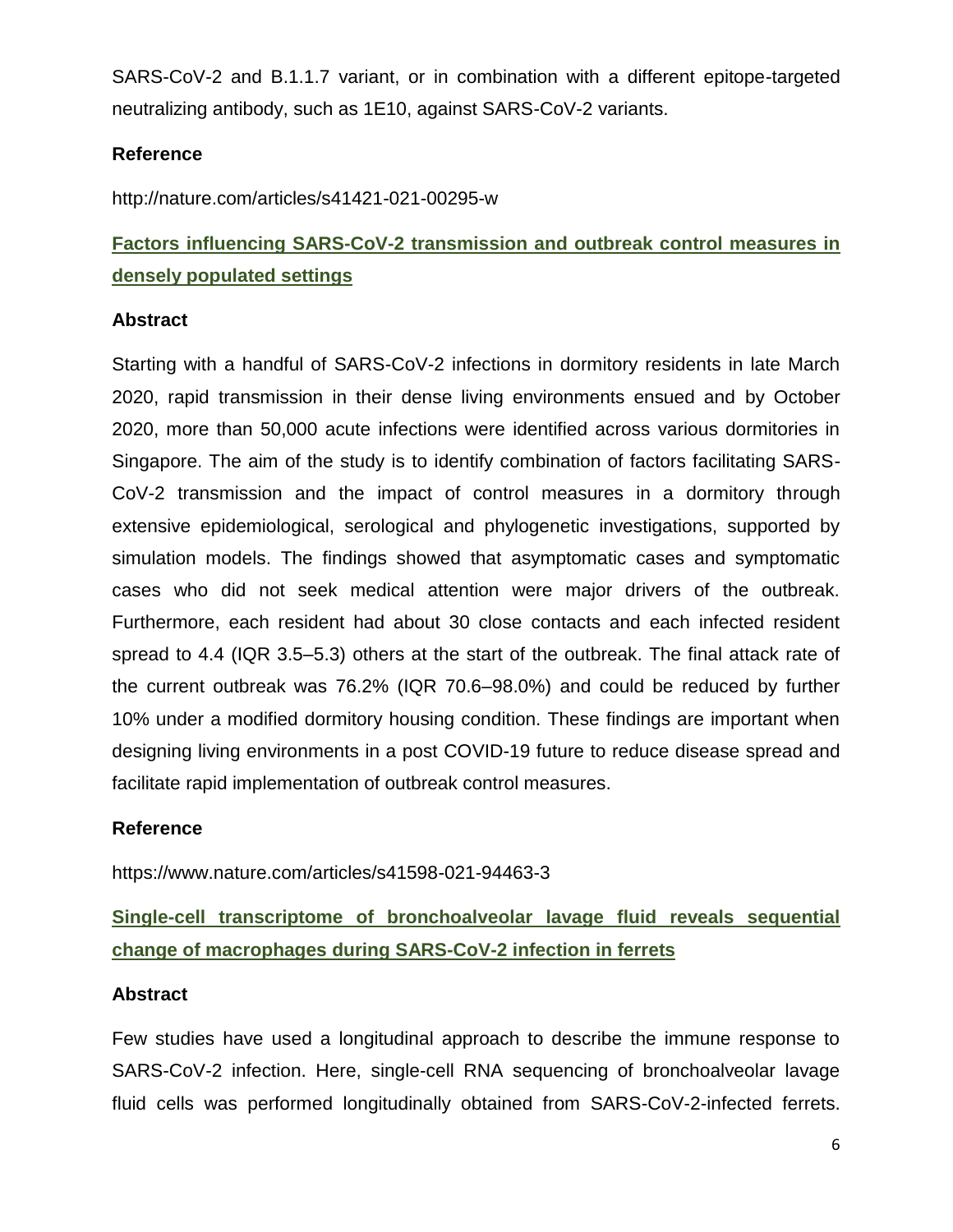SARS-CoV-2 and B.1.1.7 variant, or in combination with a different epitope-targeted neutralizing antibody, such as 1E10, against SARS-CoV-2 variants.

### Reference

http://nature.com/articles/s41421-021-00295-w

## Factors influencing SARS-CoV-2 transmission and outbreak control measures in densely populated settings

### Abstract

Starting with a handful of SARS-CoV-2 infections in dormitory residents in late March 2020, rapid transmission in their dense living environments ensued and by October 2020, more than 50,000 acute infections were identified across various dormitories in Singapore. The aim of the study is to identify combination of factors facilitating SARS-CoV-2 transmission and the impact of control measures in a dormitory through extensive epidemiological, serological and phylogenetic investigations, supported by simulation models. The findings showed that asymptomatic cases and symptomatic cases who did not seek medical attention were major drivers of the outbreak. Furthermore, each resident had about 30 close contacts and each infected resident spread to 4.4 (IQR 3.5–5.3) others at the start of the outbreak. The final attack rate of the current outbreak was 76.2% (IQR 70.6–98.0%) and could be reduced by further 10% under a modified dormitory housing condition. These findings are important when designing living environments in a post COVID-19 future to reduce disease spread and facilitate rapid implementation of outbreak control measures.

### Reference

https://www.nature.com/articles/s41598-021-94463-3

## Single-cell transcriptome of bronchoalveolar lavage fluid reveals sequential change of macrophages during SARS-CoV-2 infection in ferrets

### Abstract

Few studies have used a longitudinal approach to describe the immune response to SARS-CoV-2 infection. Here, single-cell RNA sequencing of bronchoalveolar lavage fluid cells was performed longitudinally obtained from SARS-CoV-2-infected ferrets.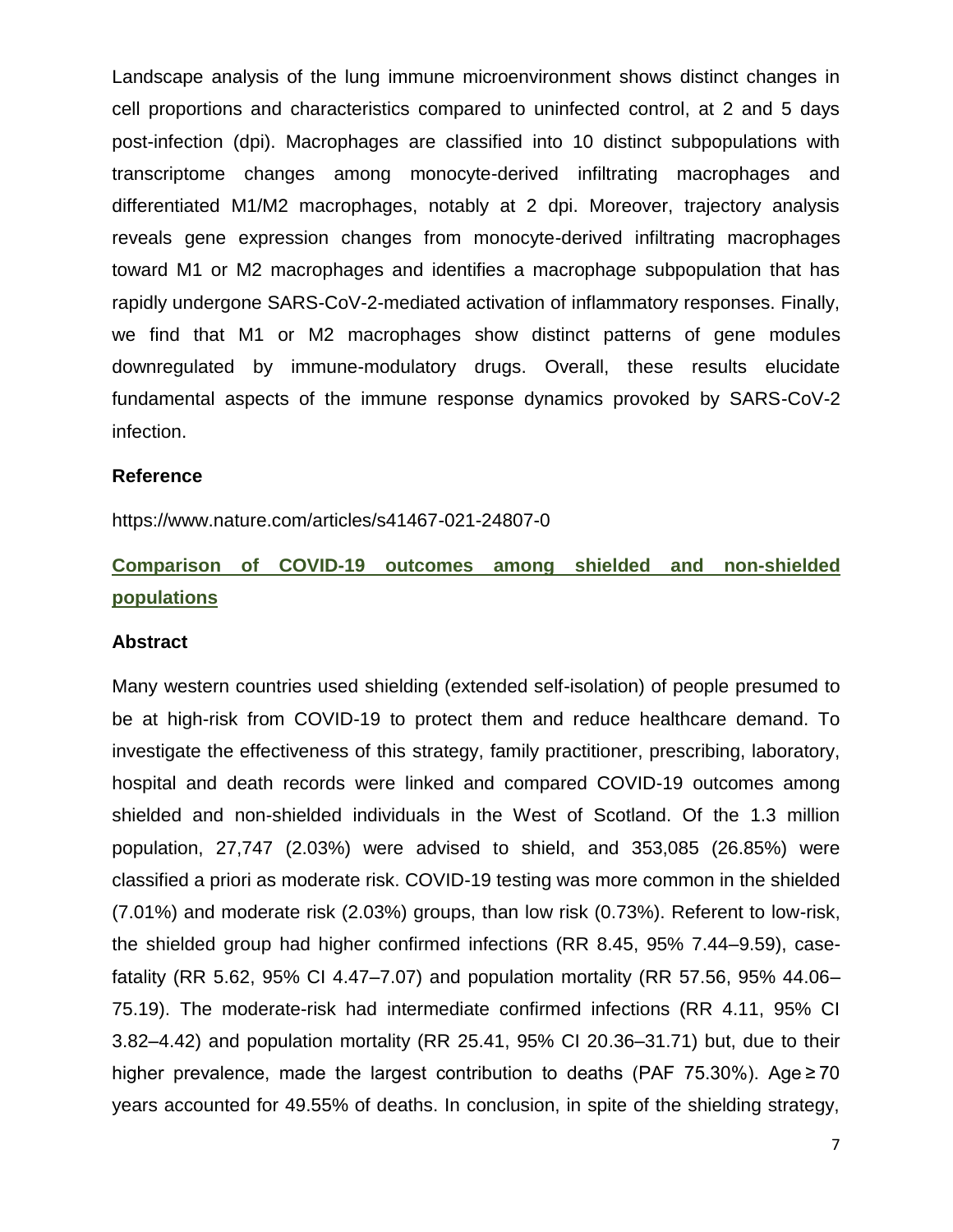Landscape analysis of the lung immune microenvironment shows distinct changes in cell proportions and characteristics compared to uninfected control, at 2 and 5 days post-infection (dpi). Macrophages are classified into 10 distinct subpopulations with transcriptome changes among monocyte-derived infiltrating macrophages and differentiated M1/M2 macrophages, notably at 2 dpi. Moreover, trajectory analysis reveals gene expression changes from monocyte-derived infiltrating macrophages toward M1 or M2 macrophages and identifies a macrophage subpopulation that has rapidly undergone SARS-CoV-2-mediated activation of inflammatory responses. Finally, we find that M1 or M2 macrophages show distinct patterns of gene modules downregulated by immune-modulatory drugs. Overall, these results elucidate fundamental aspects of the immune response dynamics provoked by SARS-CoV-2 infection.

**Reference**

https://www.nature.com/articles/s41467-021-24807-0

## Comparison of COVID-19 outcomes among shielded and non-shielded populations

**Abstract**

Many western countries used shielding (extended self-isolation) of people presumed to be at high-risk from COVID-19 to protect them and reduce healthcare demand. To investigate the effectiveness of this strategy, family practitioner, prescribing, laboratory, hospital and death records were linked and compared COVID-19 outcomes among shielded and non-shielded individuals in the West of Scotland. Of the 1.3 million population, 27,747 (2.03%) were advised to shield, and 353,085 (26.85%) were classified a priori as moderate risk. COVID-19 testing was more common in the shielded (7.01%) and moderate risk (2.03%) groups, than low risk (0.73%). Referent to low-risk, the shielded group had higher confirmed infections (RR 8.45, 95% 7.44–9.59), case-fatality (RR 5.62, 95% CI 4.47–7.07) and population mortality (RR 57.56, 95% 44.06–75.19). The moderate-risk had intermediate confirmed infections (RR 4.11, 95% CI 3.82–4.42) and population mortality (RR 25.41, 95% CI 20.36–31.71) but, due to their higher prevalence, made the largest contribution to deaths (PAF 75.30%). Age ≥ 70 years accounted for 49.55% of deaths. In conclusion, in spite of the shielding strategy,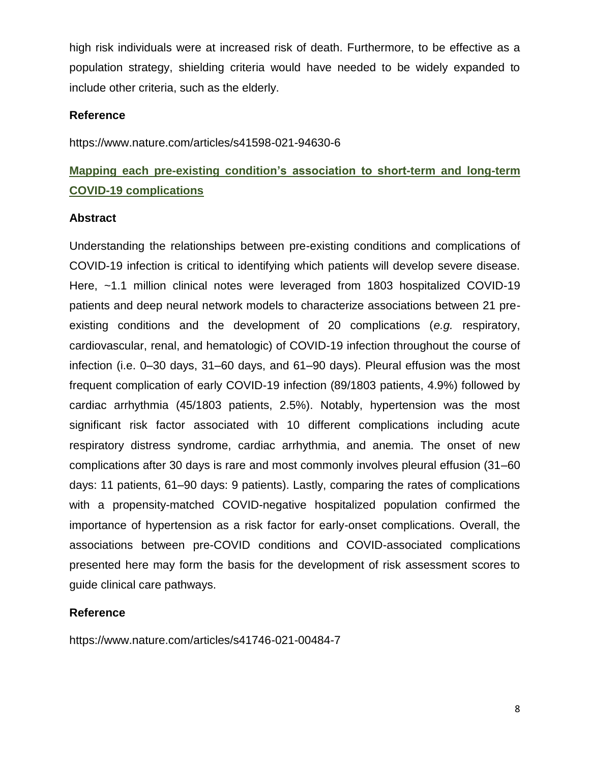high risk individuals were at increased risk of death. Furthermore, to be effective as a population strategy, shielding criteria would have needed to be widely expanded to include other criteria, such as the elderly.

**Reference**

https://www.nature.com/articles/s41598-021-94630-6

## Mapping each pre-existing condition's association to short-term and long-term COVID-19 complications

**Abstract**

Understanding the relationships between pre-existing conditions and complications of COVID-19 infection is critical to identifying which patients will develop severe disease. Here, ~1.1 million clinical notes were leveraged from 1803 hospitalized COVID-19 patients and deep neural network models to characterize associations between 21 pre-existing conditions and the development of 20 complications (*e.g.* respiratory, cardiovascular, renal, and hematologic) of COVID-19 infection throughout the course of infection (i.e. 0–30 days, 31–60 days, and 61–90 days). Pleural effusion was the most frequent complication of early COVID-19 infection (89/1803 patients, 4.9%) followed by cardiac arrhythmia (45/1803 patients, 2.5%). Notably, hypertension was the most significant risk factor associated with 10 different complications including acute respiratory distress syndrome, cardiac arrhythmia, and anemia. The onset of new complications after 30 days is rare and most commonly involves pleural effusion (31–60 days: 11 patients, 61–90 days: 9 patients). Lastly, comparing the rates of complications with a propensity-matched COVID-negative hospitalized population confirmed the importance of hypertension as a risk factor for early-onset complications. Overall, the associations between pre-COVID conditions and COVID-associated complications presented here may form the basis for the development of risk assessment scores to guide clinical care pathways.

**Reference**

https://www.nature.com/articles/s41746-021-00484-7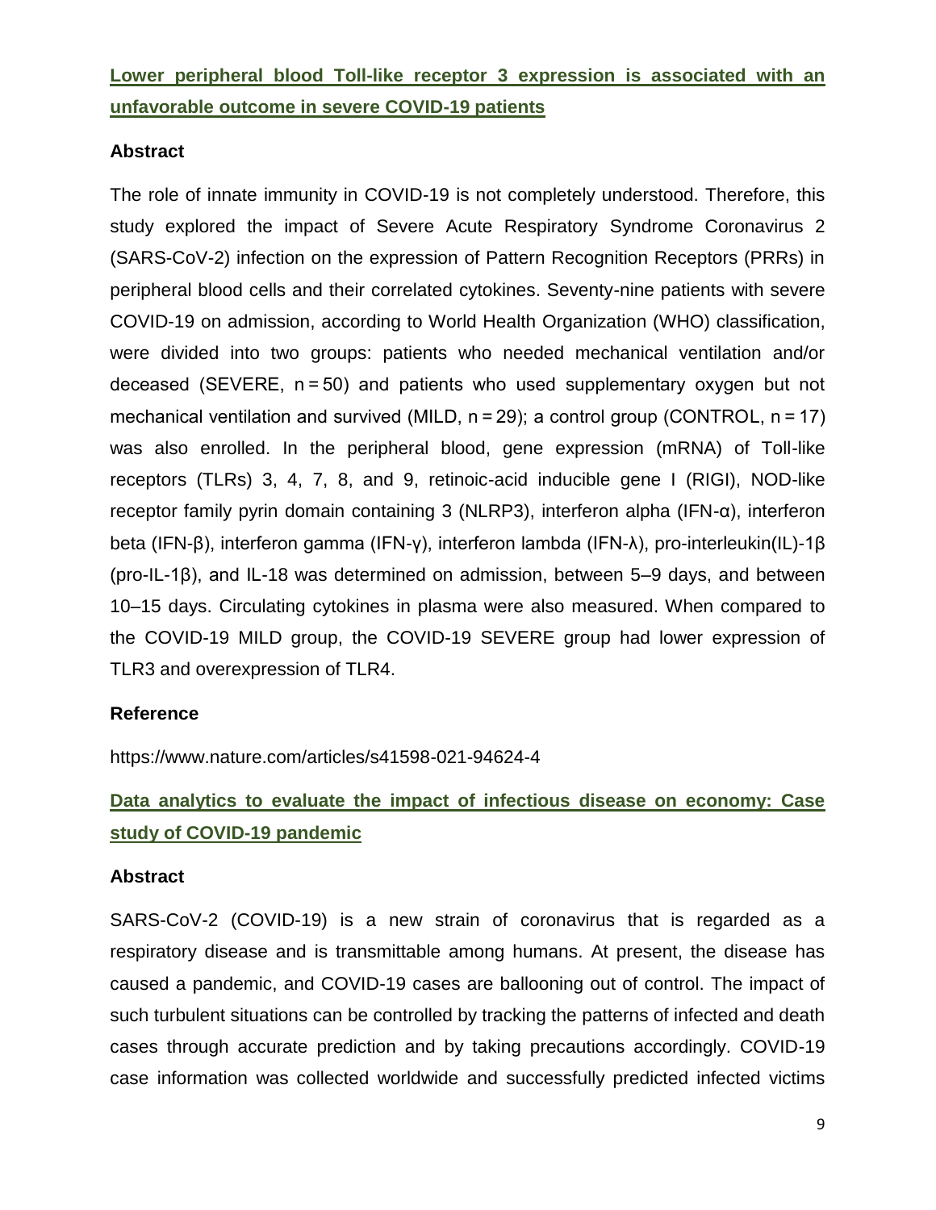## Lower peripheral blood Toll-like receptor 3 expression is associated with an unfavorable outcome in severe COVID-19 patients

### Abstract

The role of innate immunity in COVID-19 is not completely understood. Therefore, this study explored the impact of Severe Acute Respiratory Syndrome Coronavirus 2 (SARS-CoV-2) infection on the expression of Pattern Recognition Receptors (PRRs) in peripheral blood cells and their correlated cytokines. Seventy-nine patients with severe COVID-19 on admission, according to World Health Organization (WHO) classification, were divided into two groups: patients who needed mechanical ventilation and/or deceased (SEVERE, n = 50) and patients who used supplementary oxygen but not mechanical ventilation and survived (MILD, n = 29); a control group (CONTROL, n = 17) was also enrolled. In the peripheral blood, gene expression (mRNA) of Toll-like receptors (TLRs) 3, 4, 7, 8, and 9, retinoic-acid inducible gene I (RIGI), NOD-like receptor family pyrin domain containing 3 (NLRP3), interferon alpha (IFN-α), interferon beta (IFN-β), interferon gamma (IFN-γ), interferon lambda (IFN-λ), pro-interleukin(IL)-1β (pro-IL-1β), and IL-18 was determined on admission, between 5–9 days, and between 10–15 days. Circulating cytokines in plasma were also measured. When compared to the COVID-19 MILD group, the COVID-19 SEVERE group had lower expression of TLR3 and overexpression of TLR4.

### Reference

https://www.nature.com/articles/s41598-021-94624-4

## Data analytics to evaluate the impact of infectious disease on economy: Case study of COVID-19 pandemic

### Abstract

SARS-CoV-2 (COVID-19) is a new strain of coronavirus that is regarded as a respiratory disease and is transmittable among humans. At present, the disease has caused a pandemic, and COVID-19 cases are ballooning out of control. The impact of such turbulent situations can be controlled by tracking the patterns of infected and death cases through accurate prediction and by taking precautions accordingly. COVID-19 case information was collected worldwide and successfully predicted infected victims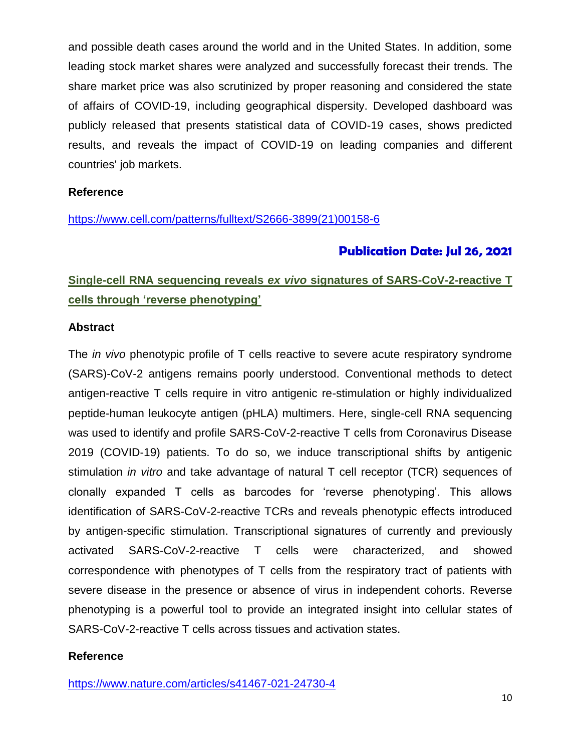and possible death cases around the world and in the United States. In addition, some leading stock market shares were analyzed and successfully forecast their trends. The share market price was also scrutinized by proper reasoning and considered the state of affairs of COVID-19, including geographical dispersity. Developed dashboard was publicly released that presents statistical data of COVID-19 cases, shows predicted results, and reveals the impact of COVID-19 on leading companies and different countries' job markets.

**Reference**

https://www.cell.com/patterns/fulltext/S2666-3899(21)00158-6

## Publication Date: Jul 26, 2021

## Single-cell RNA sequencing reveals *ex vivo* signatures of SARS-CoV-2-reactive T cells through 'reverse phenotyping'

**Abstract**

The *in vivo* phenotypic profile of T cells reactive to severe acute respiratory syndrome (SARS)-CoV-2 antigens remains poorly understood. Conventional methods to detect antigen-reactive T cells require in vitro antigenic re-stimulation or highly individualized peptide-human leukocyte antigen (pHLA) multimers. Here, single-cell RNA sequencing was used to identify and profile SARS-CoV-2-reactive T cells from Coronavirus Disease 2019 (COVID-19) patients. To do so, we induce transcriptional shifts by antigenic stimulation *in vitro* and take advantage of natural T cell receptor (TCR) sequences of clonally expanded T cells as barcodes for 'reverse phenotyping'. This allows identification of SARS-CoV-2-reactive TCRs and reveals phenotypic effects introduced by antigen-specific stimulation. Transcriptional signatures of currently and previously activated SARS-CoV-2-reactive T cells were characterized, and showed correspondence with phenotypes of T cells from the respiratory tract of patients with severe disease in the presence or absence of virus in independent cohorts. Reverse phenotyping is a powerful tool to provide an integrated insight into cellular states of SARS-CoV-2-reactive T cells across tissues and activation states.

**Reference**

https://www.nature.com/articles/s41467-021-24730-4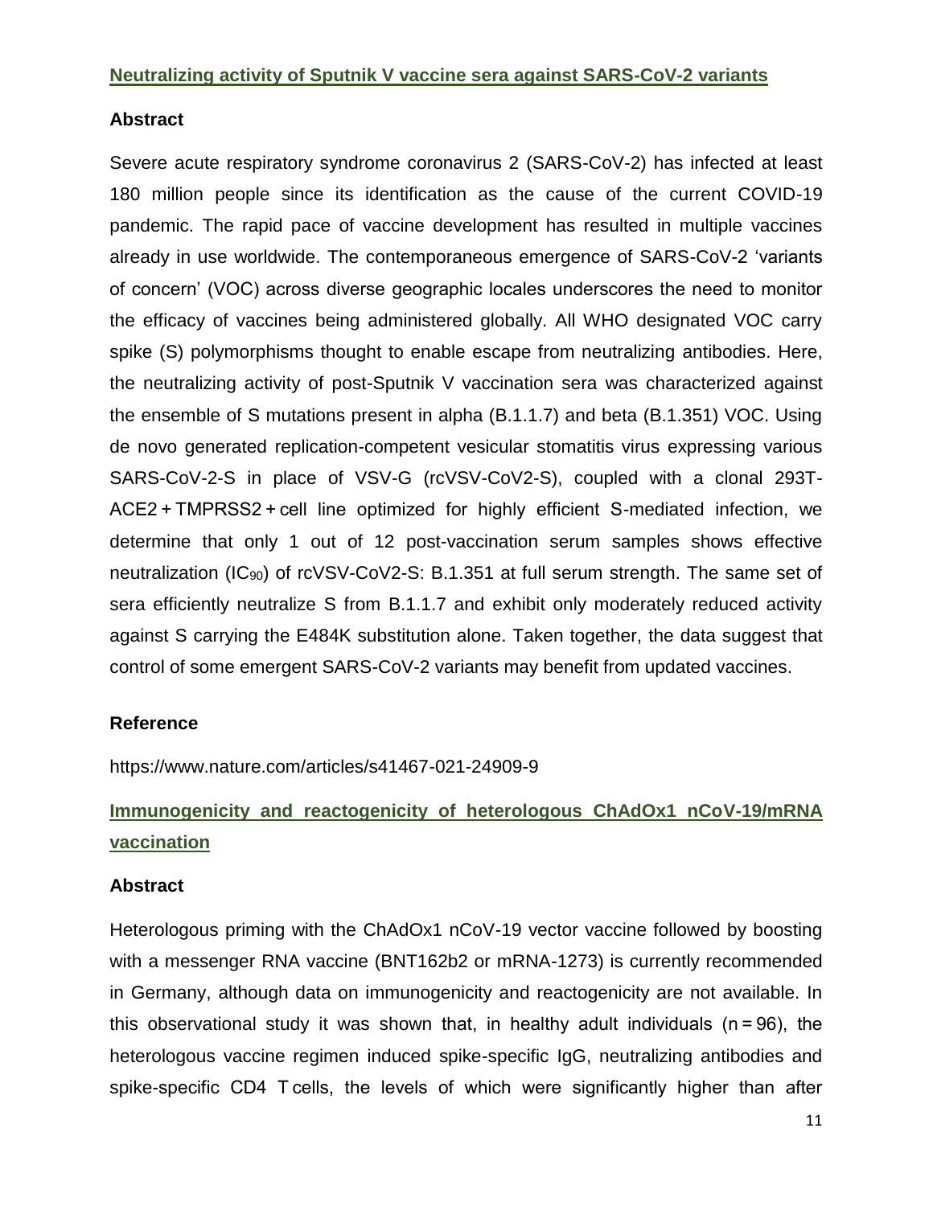## Neutralizing activity of Sputnik V vaccine sera against SARS-CoV-2 variants

### Abstract

Severe acute respiratory syndrome coronavirus 2 (SARS-CoV-2) has infected at least 180 million people since its identification as the cause of the current COVID-19 pandemic. The rapid pace of vaccine development has resulted in multiple vaccines already in use worldwide. The contemporaneous emergence of SARS-CoV-2 'variants of concern' (VOC) across diverse geographic locales underscores the need to monitor the efficacy of vaccines being administered globally. All WHO designated VOC carry spike (S) polymorphisms thought to enable escape from neutralizing antibodies. Here, the neutralizing activity of post-Sputnik V vaccination sera was characterized against the ensemble of S mutations present in alpha (B.1.1.7) and beta (B.1.351) VOC. Using de novo generated replication-competent vesicular stomatitis virus expressing various SARS-CoV-2-S in place of VSV-G (rcVSV-CoV2-S), coupled with a clonal 293T-ACE2 + TMPRSS2 + cell line optimized for highly efficient S-mediated infection, we determine that only 1 out of 12 post-vaccination serum samples shows effective neutralization ($IC_{90}$) of rcVSV-CoV2-S: B.1.351 at full serum strength. The same set of sera efficiently neutralize S from B.1.1.7 and exhibit only moderately reduced activity against S carrying the E484K substitution alone. Taken together, the data suggest that control of some emergent SARS-CoV-2 variants may benefit from updated vaccines.

### Reference

https://www.nature.com/articles/s41467-021-24909-9

## Immunogenicity and reactogenicity of heterologous ChAdOx1 nCoV-19/mRNA vaccination

### Abstract

Heterologous priming with the ChAdOx1 nCoV-19 vector vaccine followed by boosting with a messenger RNA vaccine (BNT162b2 or mRNA-1273) is currently recommended in Germany, although data on immunogenicity and reactogenicity are not available. In this observational study it was shown that, in healthy adult individuals (n = 96), the heterologous vaccine regimen induced spike-specific IgG, neutralizing antibodies and spike-specific CD4 T cells, the levels of which were significantly higher than after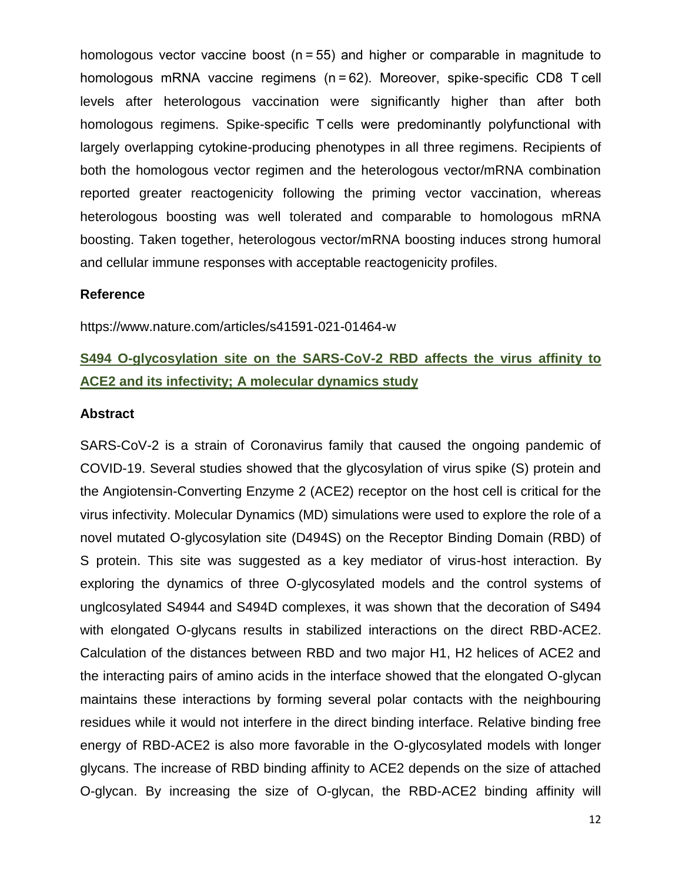homologous vector vaccine boost (n = 55) and higher or comparable in magnitude to homologous mRNA vaccine regimens (n = 62). Moreover, spike-specific CD8 T cell levels after heterologous vaccination were significantly higher than after both homologous regimens. Spike-specific T cells were predominantly polyfunctional with largely overlapping cytokine-producing phenotypes in all three regimens. Recipients of both the homologous vector regimen and the heterologous vector/mRNA combination reported greater reactogenicity following the priming vector vaccination, whereas heterologous boosting was well tolerated and comparable to homologous mRNA boosting. Taken together, heterologous vector/mRNA boosting induces strong humoral and cellular immune responses with acceptable reactogenicity profiles.

**Reference**

https://www.nature.com/articles/s41591-021-01464-w

## S494 O-glycosylation site on the SARS-CoV-2 RBD affects the virus affinity to ACE2 and its infectivity; A molecular dynamics study

**Abstract**

SARS-CoV-2 is a strain of Coronavirus family that caused the ongoing pandemic of COVID-19. Several studies showed that the glycosylation of virus spike (S) protein and the Angiotensin-Converting Enzyme 2 (ACE2) receptor on the host cell is critical for the virus infectivity. Molecular Dynamics (MD) simulations were used to explore the role of a novel mutated O-glycosylation site (D494S) on the Receptor Binding Domain (RBD) of S protein. This site was suggested as a key mediator of virus-host interaction. By exploring the dynamics of three O-glycosylated models and the control systems of unglcosylated S4944 and S494D complexes, it was shown that the decoration of S494 with elongated O-glycans results in stabilized interactions on the direct RBD-ACE2. Calculation of the distances between RBD and two major H1, H2 helices of ACE2 and the interacting pairs of amino acids in the interface showed that the elongated O-glycan maintains these interactions by forming several polar contacts with the neighbouring residues while it would not interfere in the direct binding interface. Relative binding free energy of RBD-ACE2 is also more favorable in the O-glycosylated models with longer glycans. The increase of RBD binding affinity to ACE2 depends on the size of attached O-glycan. By increasing the size of O-glycan, the RBD-ACE2 binding affinity will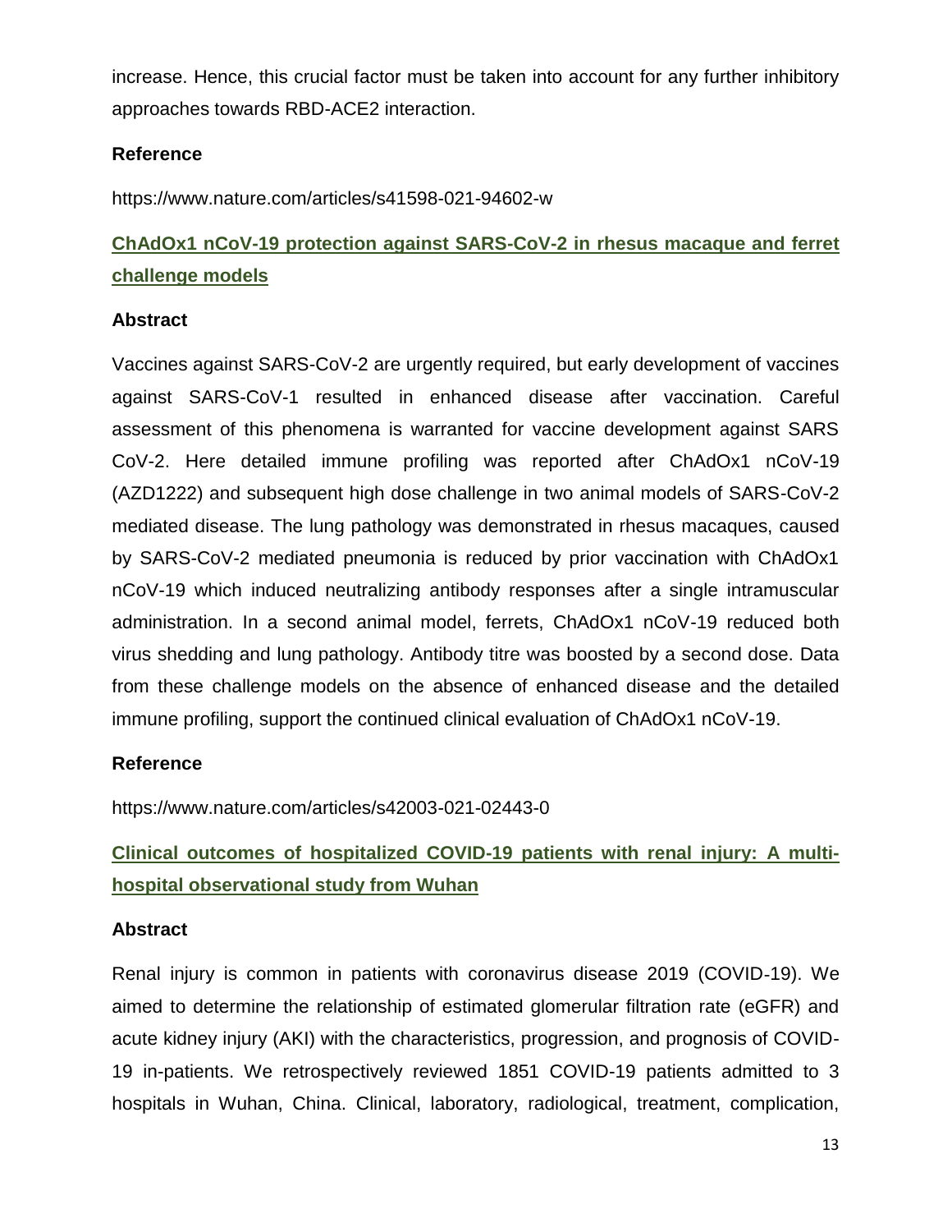increase. Hence, this crucial factor must be taken into account for any further inhibitory approaches towards RBD-ACE2 interaction.

### Reference

https://www.nature.com/articles/s41598-021-94602-w

## ChAdOx1 nCoV-19 protection against SARS-CoV-2 in rhesus macaque and ferret challenge models

### Abstract

Vaccines against SARS-CoV-2 are urgently required, but early development of vaccines against SARS-CoV-1 resulted in enhanced disease after vaccination. Careful assessment of this phenomena is warranted for vaccine development against SARS CoV-2. Here detailed immune profiling was reported after ChAdOx1 nCoV-19 (AZD1222) and subsequent high dose challenge in two animal models of SARS-CoV-2 mediated disease. The lung pathology was demonstrated in rhesus macaques, caused by SARS-CoV-2 mediated pneumonia is reduced by prior vaccination with ChAdOx1 nCoV-19 which induced neutralizing antibody responses after a single intramuscular administration. In a second animal model, ferrets, ChAdOx1 nCoV-19 reduced both virus shedding and lung pathology. Antibody titre was boosted by a second dose. Data from these challenge models on the absence of enhanced disease and the detailed immune profiling, support the continued clinical evaluation of ChAdOx1 nCoV-19.

### Reference

https://www.nature.com/articles/s42003-021-02443-0

## Clinical outcomes of hospitalized COVID-19 patients with renal injury: A multi-hospital observational study from Wuhan

### Abstract

Renal injury is common in patients with coronavirus disease 2019 (COVID-19). We aimed to determine the relationship of estimated glomerular filtration rate (eGFR) and acute kidney injury (AKI) with the characteristics, progression, and prognosis of COVID-19 in-patients. We retrospectively reviewed 1851 COVID-19 patients admitted to 3 hospitals in Wuhan, China. Clinical, laboratory, radiological, treatment, complication,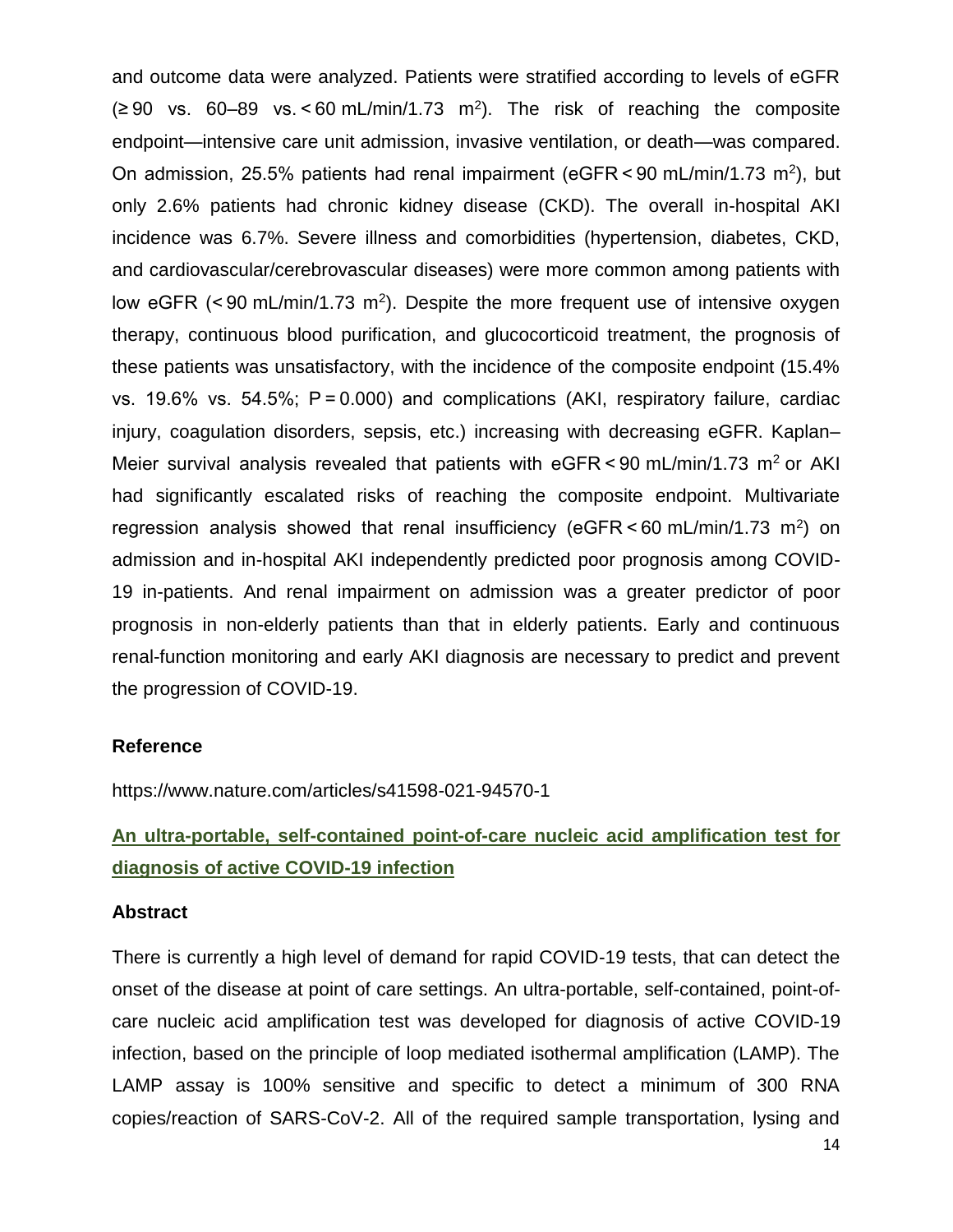and outcome data were analyzed. Patients were stratified according to levels of eGFR (≥ 90 vs. 60–89 vs. < 60 mL/min/1.73 $m^2$). The risk of reaching the composite endpoint—intensive care unit admission, invasive ventilation, or death—was compared. On admission, 25.5% patients had renal impairment (eGFR < 90 mL/min/1.73 $m^2$), but only 2.6% patients had chronic kidney disease (CKD). The overall in-hospital AKI incidence was 6.7%. Severe illness and comorbidities (hypertension, diabetes, CKD, and cardiovascular/cerebrovascular diseases) were more common among patients with low eGFR (< 90 mL/min/1.73 $m^2$). Despite the more frequent use of intensive oxygen therapy, continuous blood purification, and glucocorticoid treatment, the prognosis of these patients was unsatisfactory, with the incidence of the composite endpoint (15.4% vs. 19.6% vs. 54.5%; P = 0.000) and complications (AKI, respiratory failure, cardiac injury, coagulation disorders, sepsis, etc.) increasing with decreasing eGFR. Kaplan–Meier survival analysis revealed that patients with eGFR < 90 mL/min/1.73 $m^2$ or AKI had significantly escalated risks of reaching the composite endpoint. Multivariate regression analysis showed that renal insufficiency (eGFR < 60 mL/min/1.73 $m^2$) on admission and in-hospital AKI independently predicted poor prognosis among COVID-19 in-patients. And renal impairment on admission was a greater predictor of poor prognosis in non-elderly patients than that in elderly patients. Early and continuous renal-function monitoring and early AKI diagnosis are necessary to predict and prevent the progression of COVID-19.

**Reference**

https://www.nature.com/articles/s41598-021-94570-1

## An ultra-portable, self-contained point-of-care nucleic acid amplification test for diagnosis of active COVID-19 infection

**Abstract**

There is currently a high level of demand for rapid COVID-19 tests, that can detect the onset of the disease at point of care settings. An ultra-portable, self-contained, point-of-care nucleic acid amplification test was developed for diagnosis of active COVID-19 infection, based on the principle of loop mediated isothermal amplification (LAMP). The LAMP assay is 100% sensitive and specific to detect a minimum of 300 RNA copies/reaction of SARS-CoV-2. All of the required sample transportation, lysing and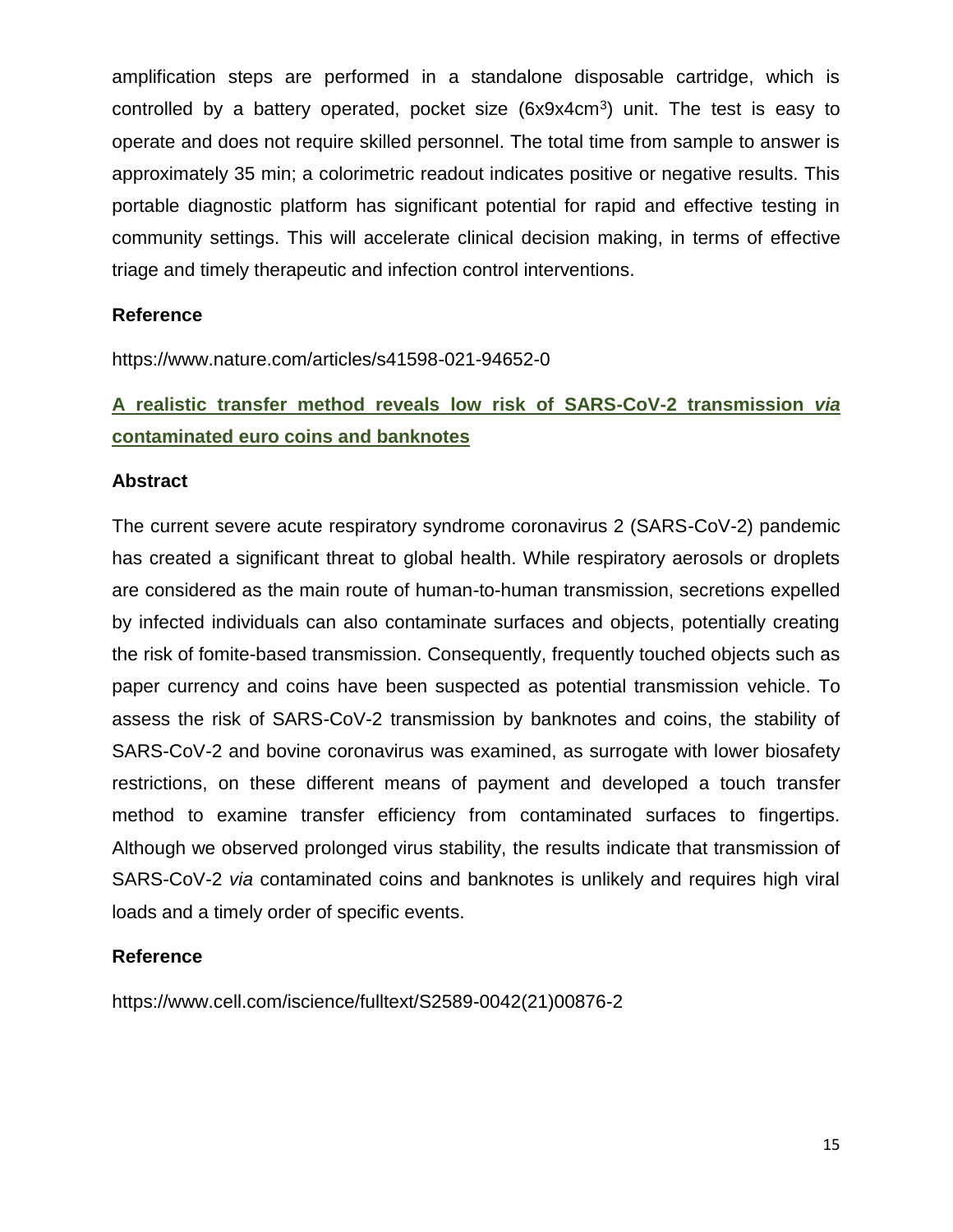amplification steps are performed in a standalone disposable cartridge, which is controlled by a battery operated, pocket size ($6x9x4cm^3$) unit. The test is easy to operate and does not require skilled personnel. The total time from sample to answer is approximately 35 min; a colorimetric readout indicates positive or negative results. This portable diagnostic platform has significant potential for rapid and effective testing in community settings. This will accelerate clinical decision making, in terms of effective triage and timely therapeutic and infection control interventions.

**Reference**

https://www.nature.com/articles/s41598-021-94652-0

## A realistic transfer method reveals low risk of SARS-CoV-2 transmission *via* contaminated euro coins and banknotes

**Abstract**

The current severe acute respiratory syndrome coronavirus 2 (SARS-CoV-2) pandemic has created a significant threat to global health. While respiratory aerosols or droplets are considered as the main route of human-to-human transmission, secretions expelled by infected individuals can also contaminate surfaces and objects, potentially creating the risk of fomite-based transmission. Consequently, frequently touched objects such as paper currency and coins have been suspected as potential transmission vehicle. To assess the risk of SARS-CoV-2 transmission by banknotes and coins, the stability of SARS-CoV-2 and bovine coronavirus was examined, as surrogate with lower biosafety restrictions, on these different means of payment and developed a touch transfer method to examine transfer efficiency from contaminated surfaces to fingertips. Although we observed prolonged virus stability, the results indicate that transmission of SARS-CoV-2 *via* contaminated coins and banknotes is unlikely and requires high viral loads and a timely order of specific events.

**Reference**

https://www.cell.com/iscience/fulltext/S2589-0042(21)00876-2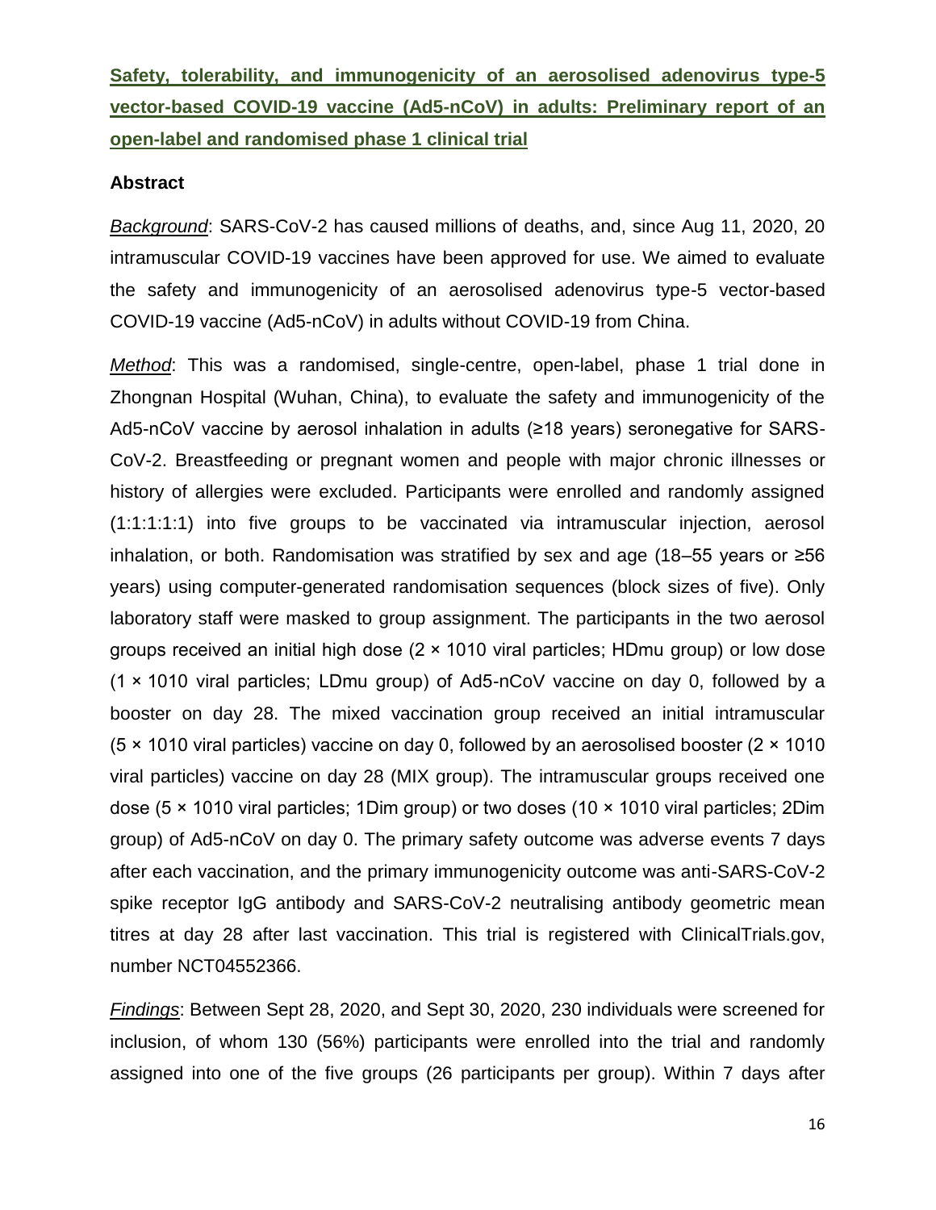**Safety, tolerability, and immunogenicity of an aerosolised adenovirus type-5 vector-based COVID-19 vaccine (Ad5-nCoV) in adults: Preliminary report of an open-label and randomised phase 1 clinical trial**

**Abstract**

*Background*: SARS-CoV-2 has caused millions of deaths, and, since Aug 11, 2020, 20 intramuscular COVID-19 vaccines have been approved for use. We aimed to evaluate the safety and immunogenicity of an aerosolised adenovirus type-5 vector-based COVID-19 vaccine (Ad5-nCoV) in adults without COVID-19 from China.

*Method*: This was a randomised, single-centre, open-label, phase 1 trial done in Zhongnan Hospital (Wuhan, China), to evaluate the safety and immunogenicity of the Ad5-nCoV vaccine by aerosol inhalation in adults (≥18 years) seronegative for SARS-CoV-2. Breastfeeding or pregnant women and people with major chronic illnesses or history of allergies were excluded. Participants were enrolled and randomly assigned (1:1:1:1:1) into five groups to be vaccinated via intramuscular injection, aerosol inhalation, or both. Randomisation was stratified by sex and age (18–55 years or ≥56 years) using computer-generated randomisation sequences (block sizes of five). Only laboratory staff were masked to group assignment. The participants in the two aerosol groups received an initial high dose ($2 \times 10^{10}$ viral particles; HDmu group) or low dose ($1 \times 10^{10}$ viral particles; LDmu group) of Ad5-nCoV vaccine on day 0, followed by a booster on day 28. The mixed vaccination group received an initial intramuscular ($5 \times 10^{10}$ viral particles) vaccine on day 0, followed by an aerosolised booster ($2 \times 10^{10}$ viral particles) vaccine on day 28 (MIX group). The intramuscular groups received one dose ($5 \times 10^{10}$ viral particles; 1Dim group) or two doses ($10 \times 10^{10}$ viral particles; 2Dim group) of Ad5-nCoV on day 0. The primary safety outcome was adverse events 7 days after each vaccination, and the primary immunogenicity outcome was anti-SARS-CoV-2 spike receptor IgG antibody and SARS-CoV-2 neutralising antibody geometric mean titres at day 28 after last vaccination. This trial is registered with ClinicalTrials.gov, number NCT04552366.

*Findings*: Between Sept 28, 2020, and Sept 30, 2020, 230 individuals were screened for inclusion, of whom 130 (56%) participants were enrolled into the trial and randomly assigned into one of the five groups (26 participants per group). Within 7 days after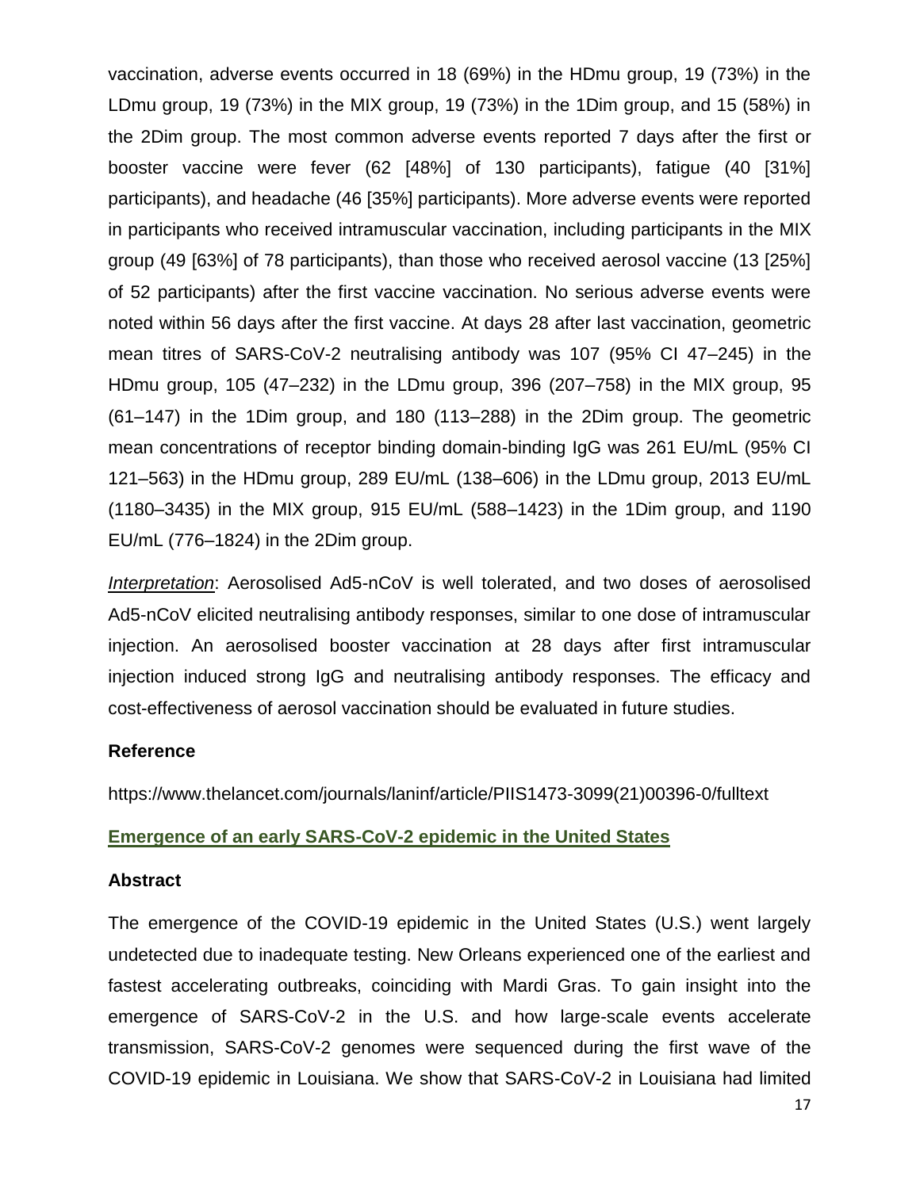vaccination, adverse events occurred in 18 (69%) in the HDmu group, 19 (73%) in the LDmu group, 19 (73%) in the MIX group, 19 (73%) in the 1Dim group, and 15 (58%) in the 2Dim group. The most common adverse events reported 7 days after the first or booster vaccine were fever (62 [48%] of 130 participants), fatigue (40 [31%] participants), and headache (46 [35%] participants). More adverse events were reported in participants who received intramuscular vaccination, including participants in the MIX group (49 [63%] of 78 participants), than those who received aerosol vaccine (13 [25%] of 52 participants) after the first vaccine vaccination. No serious adverse events were noted within 56 days after the first vaccine. At days 28 after last vaccination, geometric mean titres of SARS-CoV-2 neutralising antibody was 107 (95% CI 47–245) in the HDmu group, 105 (47–232) in the LDmu group, 396 (207–758) in the MIX group, 95 (61–147) in the 1Dim group, and 180 (113–288) in the 2Dim group. The geometric mean concentrations of receptor binding domain-binding IgG was 261 EU/mL (95% CI 121–563) in the HDmu group, 289 EU/mL (138–606) in the LDmu group, 2013 EU/mL (1180–3435) in the MIX group, 915 EU/mL (588–1423) in the 1Dim group, and 1190 EU/mL (776–1824) in the 2Dim group.

***Interpretation***: Aerosolised Ad5-nCoV is well tolerated, and two doses of aerosolised Ad5-nCoV elicited neutralising antibody responses, similar to one dose of intramuscular injection. An aerosolised booster vaccination at 28 days after first intramuscular injection induced strong IgG and neutralising antibody responses. The efficacy and cost-effectiveness of aerosol vaccination should be evaluated in future studies.

### Reference

https://www.thelancet.com/journals/laninf/article/PIIS1473-3099(21)00396-0/fulltext

## Emergence of an early SARS-CoV-2 epidemic in the United States

### Abstract

The emergence of the COVID-19 epidemic in the United States (U.S.) went largely undetected due to inadequate testing. New Orleans experienced one of the earliest and fastest accelerating outbreaks, coinciding with Mardi Gras. To gain insight into the emergence of SARS-CoV-2 in the U.S. and how large-scale events accelerate transmission, SARS-CoV-2 genomes were sequenced during the first wave of the COVID-19 epidemic in Louisiana. We show that SARS-CoV-2 in Louisiana had limited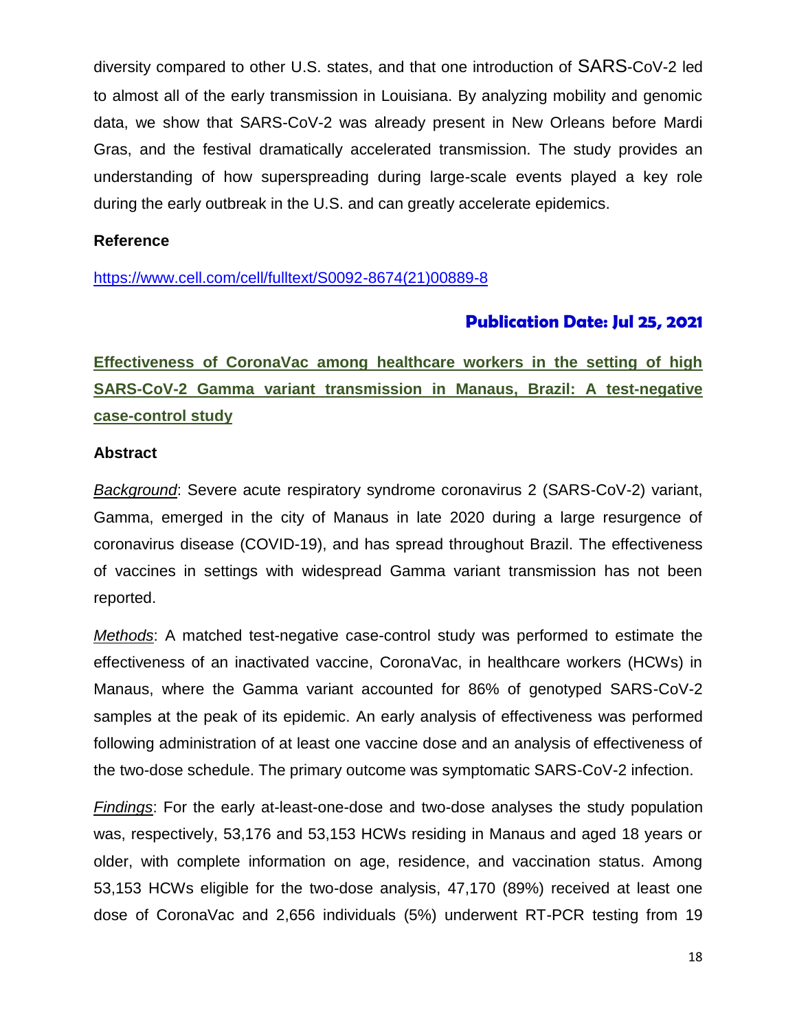diversity compared to other U.S. states, and that one introduction of SARS-CoV-2 led to almost all of the early transmission in Louisiana. By analyzing mobility and genomic data, we show that SARS-CoV-2 was already present in New Orleans before Mardi Gras, and the festival dramatically accelerated transmission. The study provides an understanding of how superspreading during large-scale events played a key role during the early outbreak in the U.S. and can greatly accelerate epidemics.

**Reference**

https://www.cell.com/cell/fulltext/S0092-8674(21)00889-8

**Publication Date: Jul 25, 2021**

## Effectiveness of CoronaVac among healthcare workers in the setting of high SARS-CoV-2 Gamma variant transmission in Manaus, Brazil: A test-negative case-control study

**Abstract**

*Background*: Severe acute respiratory syndrome coronavirus 2 (SARS-CoV-2) variant, Gamma, emerged in the city of Manaus in late 2020 during a large resurgence of coronavirus disease (COVID-19), and has spread throughout Brazil. The effectiveness of vaccines in settings with widespread Gamma variant transmission has not been reported.

*Methods*: A matched test-negative case-control study was performed to estimate the effectiveness of an inactivated vaccine, CoronaVac, in healthcare workers (HCWs) in Manaus, where the Gamma variant accounted for 86% of genotyped SARS-CoV-2 samples at the peak of its epidemic. An early analysis of effectiveness was performed following administration of at least one vaccine dose and an analysis of effectiveness of the two-dose schedule. The primary outcome was symptomatic SARS-CoV-2 infection.

*Findings*: For the early at-least-one-dose and two-dose analyses the study population was, respectively, 53,176 and 53,153 HCWs residing in Manaus and aged 18 years or older, with complete information on age, residence, and vaccination status. Among 53,153 HCWs eligible for the two-dose analysis, 47,170 (89%) received at least one dose of CoronaVac and 2,656 individuals (5%) underwent RT-PCR testing from 19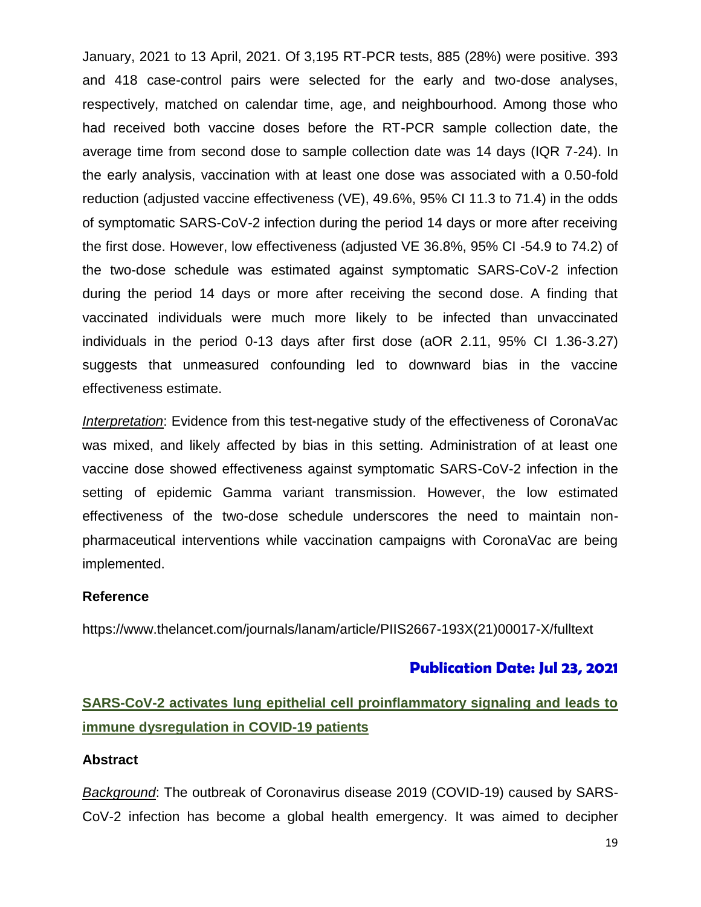January, 2021 to 13 April, 2021. Of 3,195 RT-PCR tests, 885 (28%) were positive. 393 and 418 case-control pairs were selected for the early and two-dose analyses, respectively, matched on calendar time, age, and neighbourhood. Among those who had received both vaccine doses before the RT-PCR sample collection date, the average time from second dose to sample collection date was 14 days (IQR 7-24). In the early analysis, vaccination with at least one dose was associated with a 0.50-fold reduction (adjusted vaccine effectiveness (VE), 49.6%, 95% CI 11.3 to 71.4) in the odds of symptomatic SARS-CoV-2 infection during the period 14 days or more after receiving the first dose. However, low effectiveness (adjusted VE 36.8%, 95% CI -54.9 to 74.2) of the two-dose schedule was estimated against symptomatic SARS-CoV-2 infection during the period 14 days or more after receiving the second dose. A finding that vaccinated individuals were much more likely to be infected than unvaccinated individuals in the period 0-13 days after first dose (aOR 2.11, 95% CI 1.36-3.27) suggests that unmeasured confounding led to downward bias in the vaccine effectiveness estimate.

*Interpretation*: Evidence from this test-negative study of the effectiveness of CoronaVac was mixed, and likely affected by bias in this setting. Administration of at least one vaccine dose showed effectiveness against symptomatic SARS-CoV-2 infection in the setting of epidemic Gamma variant transmission. However, the low estimated effectiveness of the two-dose schedule underscores the need to maintain non-pharmaceutical interventions while vaccination campaigns with CoronaVac are being implemented.

**Reference**

https://www.thelancet.com/journals/lanam/article/PIIS2667-193X(21)00017-X/fulltext

**Publication Date: Jul 23, 2021**

## SARS-CoV-2 activates lung epithelial cell proinflammatory signaling and leads to immune dysregulation in COVID-19 patients

**Abstract**

*Background*: The outbreak of Coronavirus disease 2019 (COVID-19) caused by SARS-CoV-2 infection has become a global health emergency. It was aimed to decipher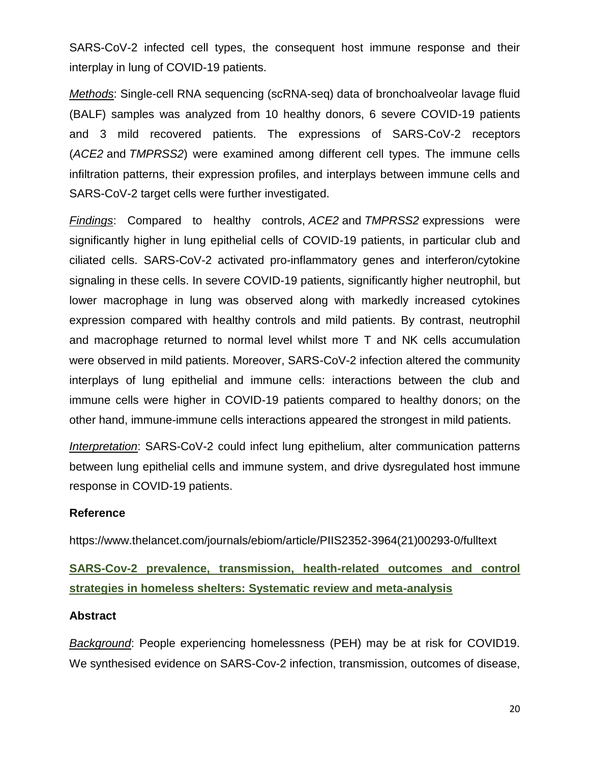SARS-CoV-2 infected cell types, the consequent host immune response and their interplay in lung of COVID-19 patients.

*Methods*: Single-cell RNA sequencing (scRNA-seq) data of bronchoalveolar lavage fluid (BALF) samples was analyzed from 10 healthy donors, 6 severe COVID-19 patients and 3 mild recovered patients. The expressions of SARS-CoV-2 receptors (*ACE2* and *TMPRSS2*) were examined among different cell types. The immune cells infiltration patterns, their expression profiles, and interplays between immune cells and SARS-CoV-2 target cells were further investigated.

*Findings*: Compared to healthy controls, *ACE2* and *TMPRSS2* expressions were significantly higher in lung epithelial cells of COVID-19 patients, in particular club and ciliated cells. SARS-CoV-2 activated pro-inflammatory genes and interferon/cytokine signaling in these cells. In severe COVID-19 patients, significantly higher neutrophil, but lower macrophage in lung was observed along with markedly increased cytokines expression compared with healthy controls and mild patients. By contrast, neutrophil and macrophage returned to normal level whilst more T and NK cells accumulation were observed in mild patients. Moreover, SARS-CoV-2 infection altered the community interplays of lung epithelial and immune cells: interactions between the club and immune cells were higher in COVID-19 patients compared to healthy donors; on the other hand, immune-immune cells interactions appeared the strongest in mild patients.

*Interpretation*: SARS-CoV-2 could infect lung epithelium, alter communication patterns between lung epithelial cells and immune system, and drive dysregulated host immune response in COVID-19 patients.

**Reference**

https://www.thelancet.com/journals/ebiom/article/PIIS2352-3964(21)00293-0/fulltext

## SARS-Cov-2 prevalence, transmission, health-related outcomes and control strategies in homeless shelters: Systematic review and meta-analysis

**Abstract**

*Background*: People experiencing homelessness (PEH) may be at risk for COVID19. We synthesised evidence on SARS-Cov-2 infection, transmission, outcomes of disease,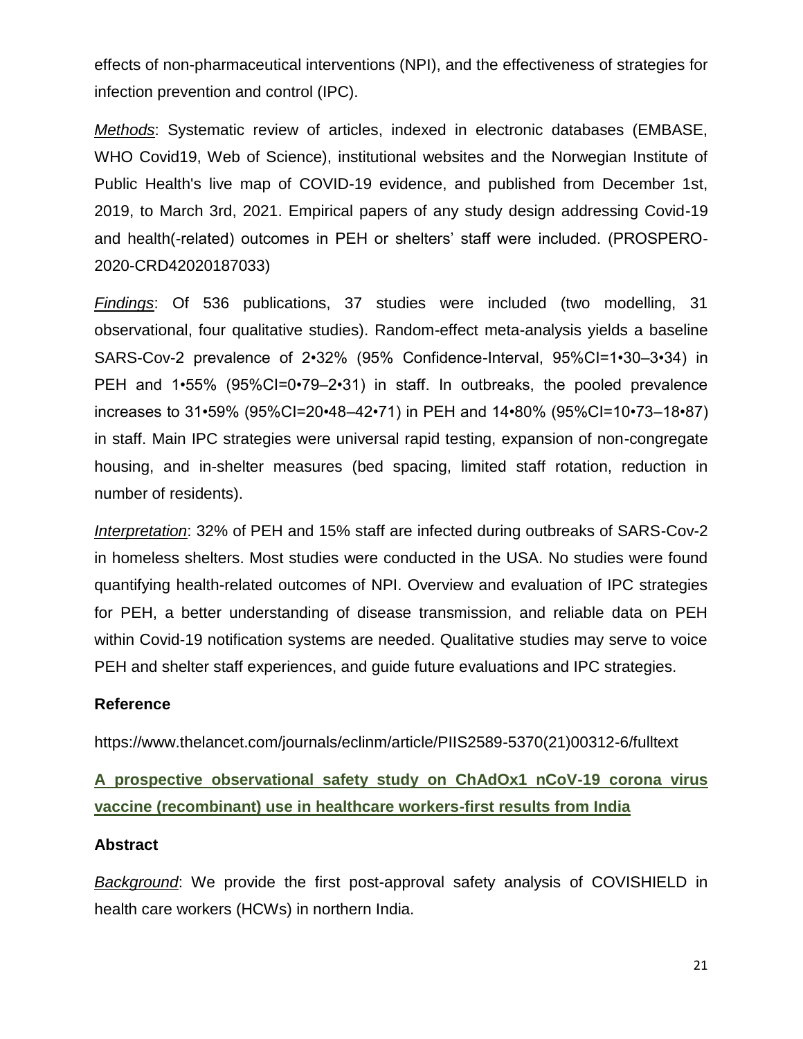effects of non-pharmaceutical interventions (NPI), and the effectiveness of strategies for infection prevention and control (IPC).

*Methods*: Systematic review of articles, indexed in electronic databases (EMBASE, WHO Covid19, Web of Science), institutional websites and the Norwegian Institute of Public Health's live map of COVID-19 evidence, and published from December 1st, 2019, to March 3rd, 2021. Empirical papers of any study design addressing Covid-19 and health(-related) outcomes in PEH or shelters' staff were included. (PROSPERO-2020-CRD42020187033)

*Findings*: Of 536 publications, 37 studies were included (two modelling, 31 observational, four qualitative studies). Random-effect meta-analysis yields a baseline SARS-Cov-2 prevalence of 2•32% (95% Confidence-Interval, 95%CI=1•30–3•34) in PEH and 1•55% (95%CI=0•79–2•31) in staff. In outbreaks, the pooled prevalence increases to 31•59% (95%CI=20•48–42•71) in PEH and 14•80% (95%CI=10•73–18•87) in staff. Main IPC strategies were universal rapid testing, expansion of non-congregate housing, and in-shelter measures (bed spacing, limited staff rotation, reduction in number of residents).

*Interpretation*: 32% of PEH and 15% staff are infected during outbreaks of SARS-Cov-2 in homeless shelters. Most studies were conducted in the USA. No studies were found quantifying health-related outcomes of NPI. Overview and evaluation of IPC strategies for PEH, a better understanding of disease transmission, and reliable data on PEH within Covid-19 notification systems are needed. Qualitative studies may serve to voice PEH and shelter staff experiences, and guide future evaluations and IPC strategies.

### Reference

https://www.thelancet.com/journals/eclinm/article/PIIS2589-5370(21)00312-6/fulltext

## A prospective observational safety study on ChAdOx1 nCoV-19 corona virus vaccine (recombinant) use in healthcare workers-first results from India

### Abstract

*Background*: We provide the first post-approval safety analysis of COVISHIELD in health care workers (HCWs) in northern India.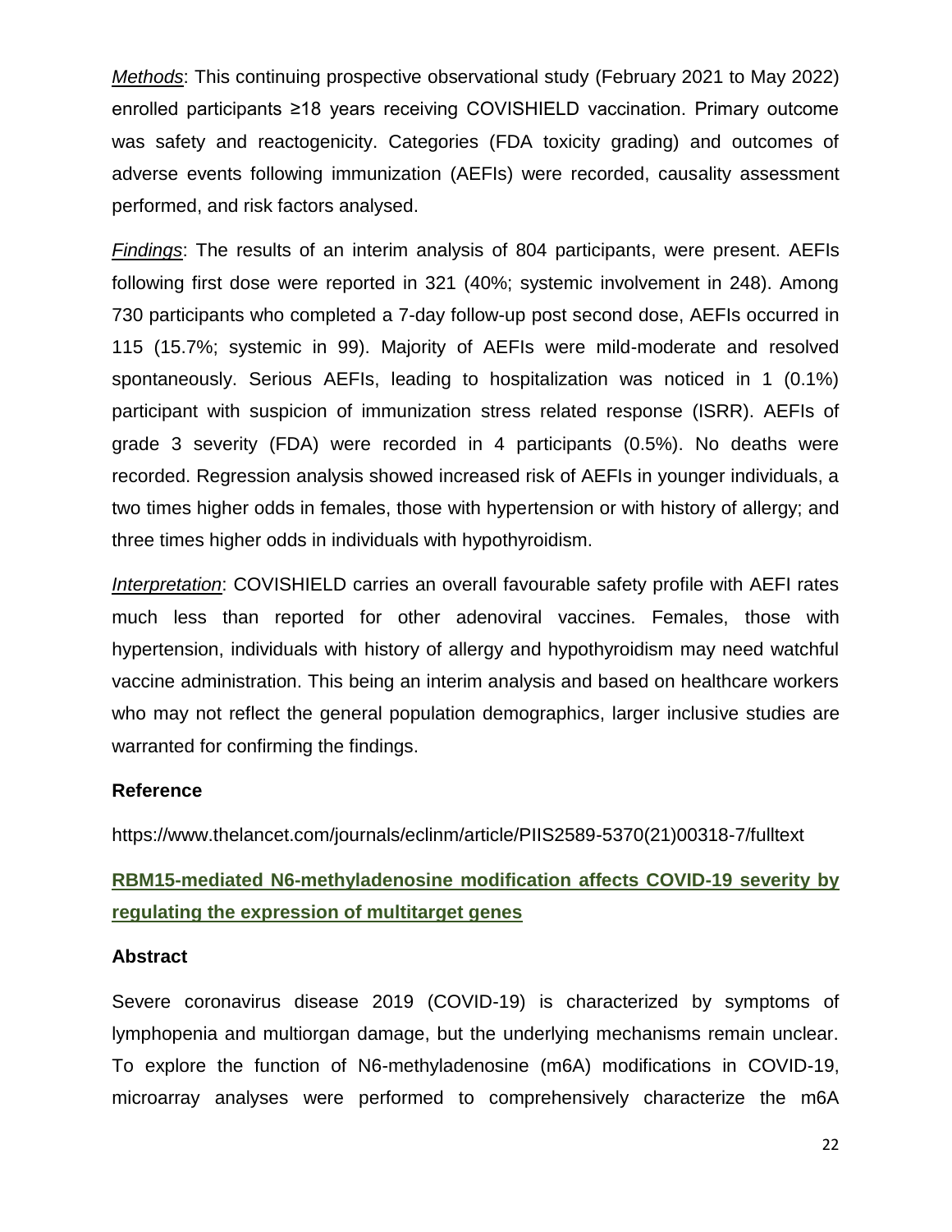*Methods*: This continuing prospective observational study (February 2021 to May 2022) enrolled participants ≥18 years receiving COVISHIELD vaccination. Primary outcome was safety and reactogenicity. Categories (FDA toxicity grading) and outcomes of adverse events following immunization (AEFIs) were recorded, causality assessment performed, and risk factors analysed.

*Findings*: The results of an interim analysis of 804 participants, were present. AEFIs following first dose were reported in 321 (40%; systemic involvement in 248). Among 730 participants who completed a 7-day follow-up post second dose, AEFIs occurred in 115 (15.7%; systemic in 99). Majority of AEFIs were mild-moderate and resolved spontaneously. Serious AEFIs, leading to hospitalization was noticed in 1 (0.1%) participant with suspicion of immunization stress related response (ISRR). AEFIs of grade 3 severity (FDA) were recorded in 4 participants (0.5%). No deaths were recorded. Regression analysis showed increased risk of AEFIs in younger individuals, a two times higher odds in females, those with hypertension or with history of allergy; and three times higher odds in individuals with hypothyroidism.

*Interpretation*: COVISHIELD carries an overall favourable safety profile with AEFI rates much less than reported for other adenoviral vaccines. Females, those with hypertension, individuals with history of allergy and hypothyroidism may need watchful vaccine administration. This being an interim analysis and based on healthcare workers who may not reflect the general population demographics, larger inclusive studies are warranted for confirming the findings.

### Reference

https://www.thelancet.com/journals/eclinm/article/PIIS2589-5370(21)00318-7/fulltext

## RBM15-mediated N6-methyladenosine modification affects COVID-19 severity by regulating the expression of multitarget genes

### Abstract

Severe coronavirus disease 2019 (COVID-19) is characterized by symptoms of lymphopenia and multiorgan damage, but the underlying mechanisms remain unclear. To explore the function of N6-methyladenosine (m6A) modifications in COVID-19, microarray analyses were performed to comprehensively characterize the m6A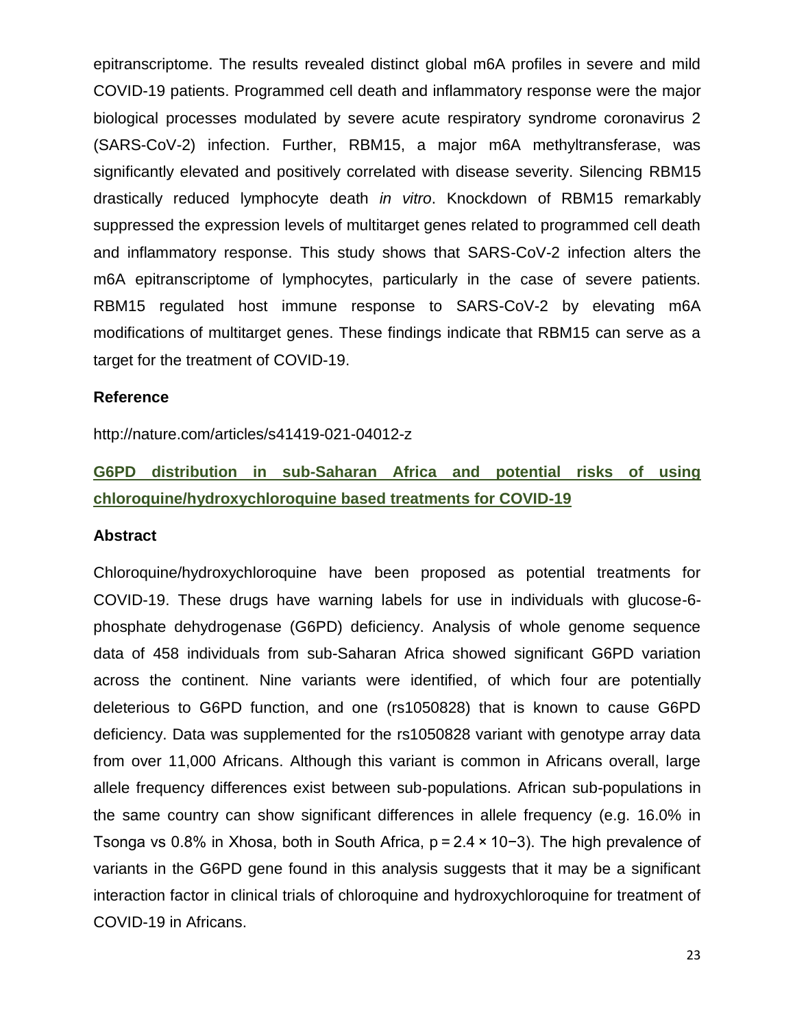epitranscriptome. The results revealed distinct global m6A profiles in severe and mild COVID-19 patients. Programmed cell death and inflammatory response were the major biological processes modulated by severe acute respiratory syndrome coronavirus 2 (SARS-CoV-2) infection. Further, RBM15, a major m6A methyltransferase, was significantly elevated and positively correlated with disease severity. Silencing RBM15 drastically reduced lymphocyte death *in vitro*. Knockdown of RBM15 remarkably suppressed the expression levels of multitarget genes related to programmed cell death and inflammatory response. This study shows that SARS-CoV-2 infection alters the m6A epitranscriptome of lymphocytes, particularly in the case of severe patients. RBM15 regulated host immune response to SARS-CoV-2 by elevating m6A modifications of multitarget genes. These findings indicate that RBM15 can serve as a target for the treatment of COVID-19.

### Reference

http://nature.com/articles/s41419-021-04012-z

## G6PD distribution in sub-Saharan Africa and potential risks of using chloroquine/hydroxychloroquine based treatments for COVID-19

### Abstract

Chloroquine/hydroxychloroquine have been proposed as potential treatments for COVID-19. These drugs have warning labels for use in individuals with glucose-6-phosphate dehydrogenase (G6PD) deficiency. Analysis of whole genome sequence data of 458 individuals from sub-Saharan Africa showed significant G6PD variation across the continent. Nine variants were identified, of which four are potentially deleterious to G6PD function, and one (rs1050828) that is known to cause G6PD deficiency. Data was supplemented for the rs1050828 variant with genotype array data from over 11,000 Africans. Although this variant is common in Africans overall, large allele frequency differences exist between sub-populations. African sub-populations in the same country can show significant differences in allele frequency (e.g. 16.0% in Tsonga vs 0.8% in Xhosa, both in South Africa, $p = 2.4 \times 10^{-3}$). The high prevalence of variants in the G6PD gene found in this analysis suggests that it may be a significant interaction factor in clinical trials of chloroquine and hydroxychloroquine for treatment of COVID-19 in Africans.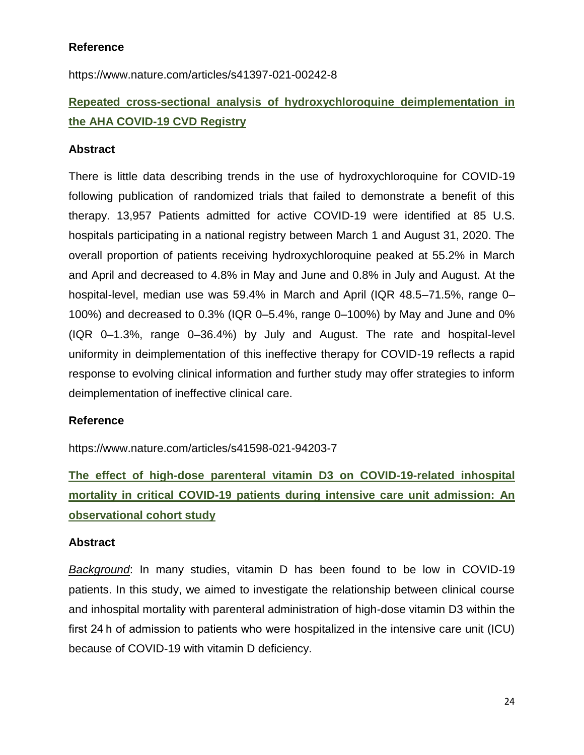### Reference

https://www.nature.com/articles/s41397-021-00242-8

## [Repeated cross-sectional analysis of hydroxychloroquine deimplementation in the AHA COVID-19 CVD Registry](https://www.nature.com/articles/s41598-021-94203-7)

### Abstract

There is little data describing trends in the use of hydroxychloroquine for COVID-19 following publication of randomized trials that failed to demonstrate a benefit of this therapy. 13,957 Patients admitted for active COVID-19 were identified at 85 U.S. hospitals participating in a national registry between March 1 and August 31, 2020. The overall proportion of patients receiving hydroxychloroquine peaked at 55.2% in March and April and decreased to 4.8% in May and June and 0.8% in July and August. At the hospital-level, median use was 59.4% in March and April (IQR 48.5–71.5%, range 0–100%) and decreased to 0.3% (IQR 0–5.4%, range 0–100%) by May and June and 0% (IQR 0–1.3%, range 0–36.4%) by July and August. The rate and hospital-level uniformity in deimplementation of this ineffective therapy for COVID-19 reflects a rapid response to evolving clinical information and further study may offer strategies to inform deimplementation of ineffective clinical care.

### Reference

https://www.nature.com/articles/s41598-021-94203-7

## The effect of high-dose parenteral vitamin D3 on COVID-19-related inhospital mortality in critical COVID-19 patients during intensive care unit admission: An observational cohort study

### Abstract

*Background*: In many studies, vitamin D has been found to be low in COVID-19 patients. In this study, we aimed to investigate the relationship between clinical course and inhospital mortality with parenteral administration of high-dose vitamin D3 within the first 24 h of admission to patients who were hospitalized in the intensive care unit (ICU) because of COVID-19 with vitamin D deficiency.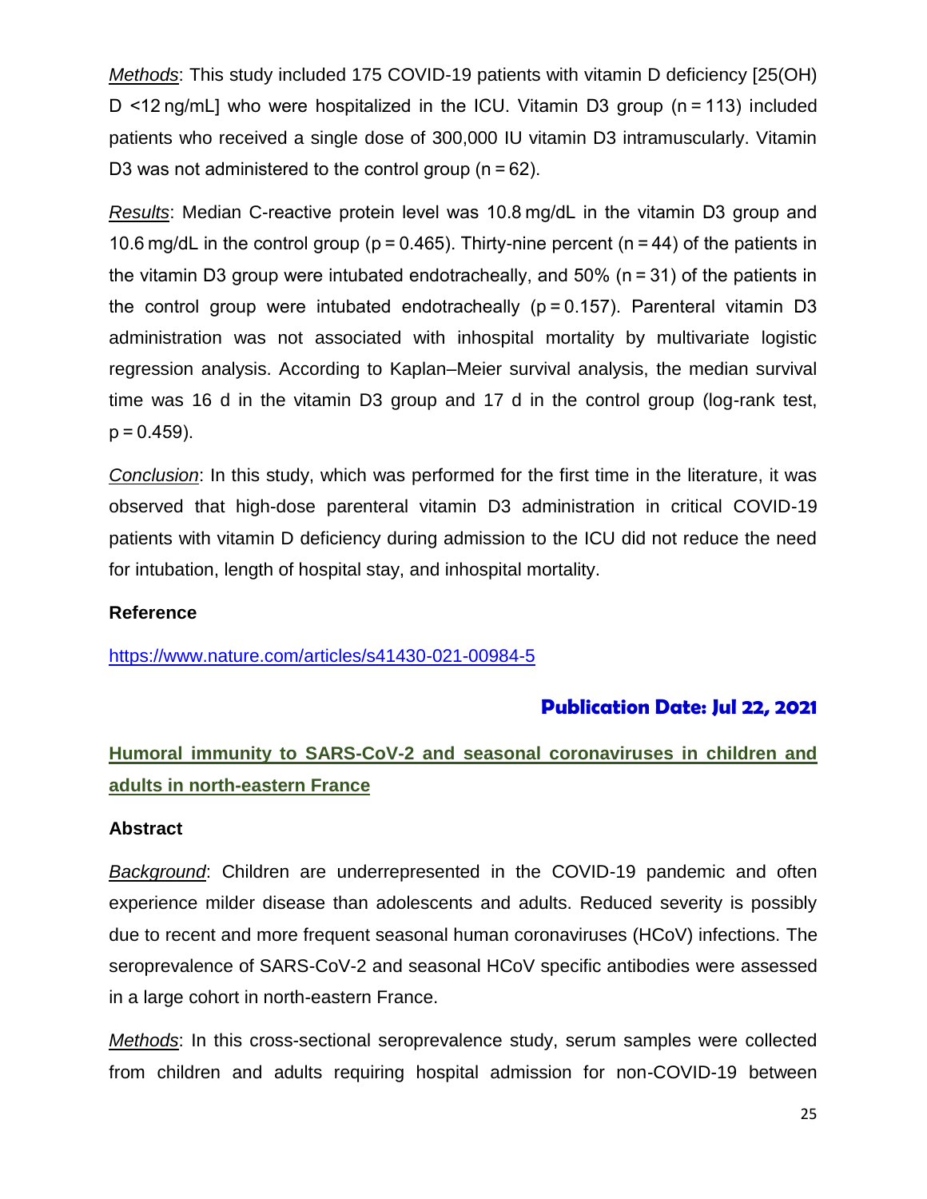*Methods*: This study included 175 COVID-19 patients with vitamin D deficiency [25(OH) D <12 ng/mL] who were hospitalized in the ICU. Vitamin D3 group (n = 113) included patients who received a single dose of 300,000 IU vitamin D3 intramuscularly. Vitamin D3 was not administered to the control group (n = 62).

*Results*: Median C-reactive protein level was 10.8 mg/dL in the vitamin D3 group and 10.6 mg/dL in the control group (p = 0.465). Thirty-nine percent (n = 44) of the patients in the vitamin D3 group were intubated endotracheally, and 50% (n = 31) of the patients in the control group were intubated endotracheally (p = 0.157). Parenteral vitamin D3 administration was not associated with inhospital mortality by multivariate logistic regression analysis. According to Kaplan–Meier survival analysis, the median survival time was 16 d in the vitamin D3 group and 17 d in the control group (log-rank test, p = 0.459).

*Conclusion*: In this study, which was performed for the first time in the literature, it was observed that high-dose parenteral vitamin D3 administration in critical COVID-19 patients with vitamin D deficiency during admission to the ICU did not reduce the need for intubation, length of hospital stay, and inhospital mortality.

**Reference**

https://www.nature.com/articles/s41430-021-00984-5

**Publication Date: Jul 22, 2021**

## Humoral immunity to SARS-CoV-2 and seasonal coronaviruses in children and adults in north-eastern France

**Abstract**

*Background*: Children are underrepresented in the COVID-19 pandemic and often experience milder disease than adolescents and adults. Reduced severity is possibly due to recent and more frequent seasonal human coronaviruses (HCoV) infections. The seroprevalence of SARS-CoV-2 and seasonal HCoV specific antibodies were assessed in a large cohort in north-eastern France.

*Methods*: In this cross-sectional seroprevalence study, serum samples were collected from children and adults requiring hospital admission for non-COVID-19 between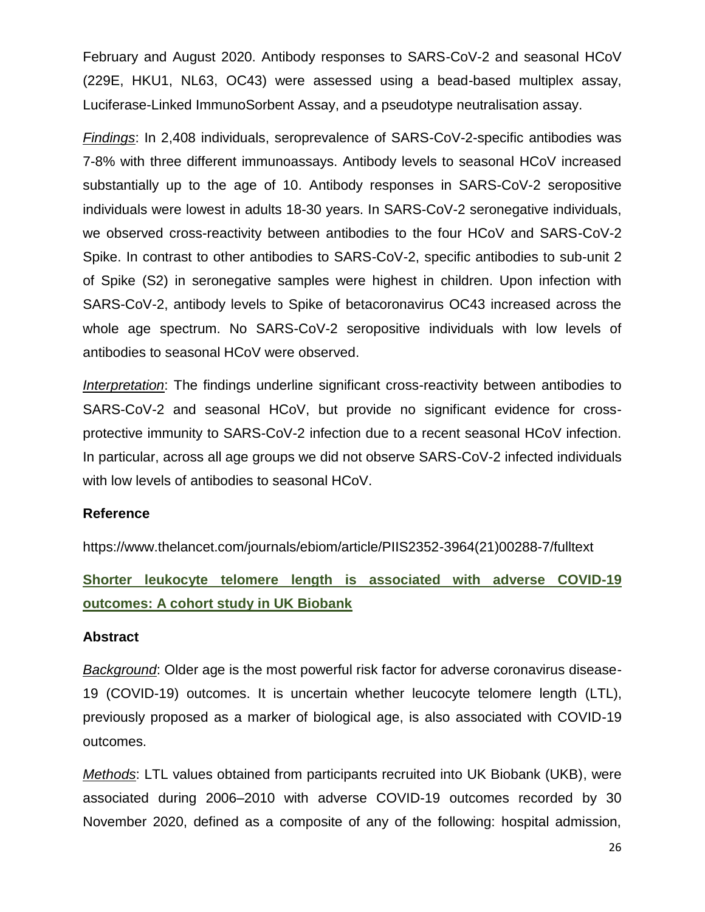February and August 2020. Antibody responses to SARS-CoV-2 and seasonal HCoV (229E, HKU1, NL63, OC43) were assessed using a bead-based multiplex assay, Luciferase-Linked ImmunoSorbent Assay, and a pseudotype neutralisation assay.

*Findings*: In 2,408 individuals, seroprevalence of SARS-CoV-2-specific antibodies was 7-8% with three different immunoassays. Antibody levels to seasonal HCoV increased substantially up to the age of 10. Antibody responses in SARS-CoV-2 seropositive individuals were lowest in adults 18-30 years. In SARS-CoV-2 seronegative individuals, we observed cross-reactivity between antibodies to the four HCoV and SARS-CoV-2 Spike. In contrast to other antibodies to SARS-CoV-2, specific antibodies to sub-unit 2 of Spike (S2) in seronegative samples were highest in children. Upon infection with SARS-CoV-2, antibody levels to Spike of betacoronavirus OC43 increased across the whole age spectrum. No SARS-CoV-2 seropositive individuals with low levels of antibodies to seasonal HCoV were observed.

*Interpretation*: The findings underline significant cross-reactivity between antibodies to SARS-CoV-2 and seasonal HCoV, but provide no significant evidence for cross-protective immunity to SARS-CoV-2 infection due to a recent seasonal HCoV infection. In particular, across all age groups we did not observe SARS-CoV-2 infected individuals with low levels of antibodies to seasonal HCoV.

### Reference

https://www.thelancet.com/journals/ebiom/article/PIIS2352-3964(21)00288-7/fulltext

## Shorter leukocyte telomere length is associated with adverse COVID-19 outcomes: A cohort study in UK Biobank

### Abstract

*Background*: Older age is the most powerful risk factor for adverse coronavirus disease-19 (COVID-19) outcomes. It is uncertain whether leucocyte telomere length (LTL), previously proposed as a marker of biological age, is also associated with COVID-19 outcomes.

*Methods*: LTL values obtained from participants recruited into UK Biobank (UKB), were associated during 2006–2010 with adverse COVID-19 outcomes recorded by 30 November 2020, defined as a composite of any of the following: hospital admission,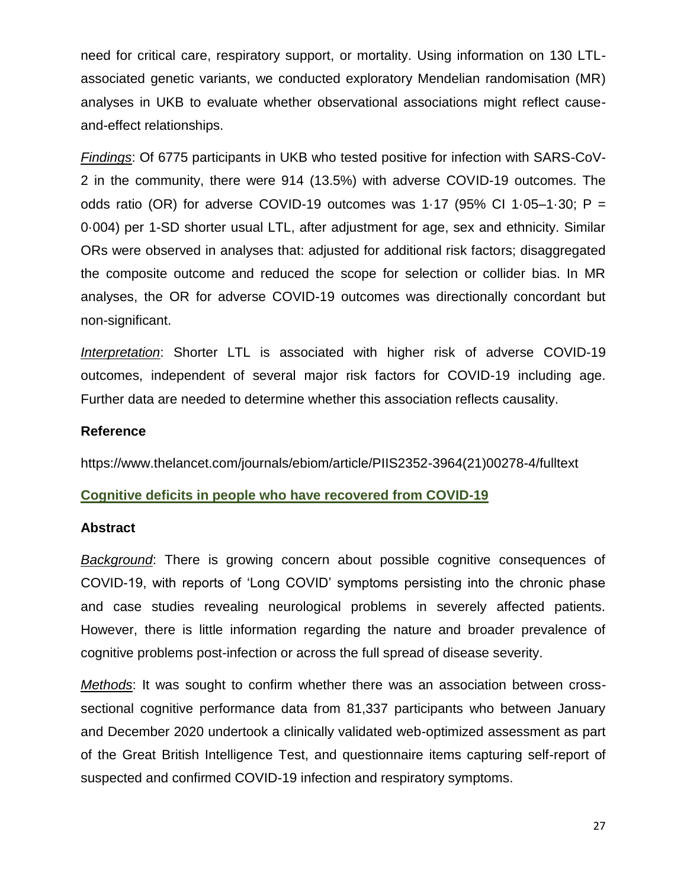need for critical care, respiratory support, or mortality. Using information on 130 LTL-associated genetic variants, we conducted exploratory Mendelian randomisation (MR) analyses in UKB to evaluate whether observational associations might reflect cause-and-effect relationships.

*Findings*: Of 6775 participants in UKB who tested positive for infection with SARS-CoV-2 in the community, there were 914 (13.5%) with adverse COVID-19 outcomes. The odds ratio (OR) for adverse COVID-19 outcomes was 1·17 (95% CI 1·05–1·30; P = 0·004) per 1-SD shorter usual LTL, after adjustment for age, sex and ethnicity. Similar ORs were observed in analyses that: adjusted for additional risk factors; disaggregated the composite outcome and reduced the scope for selection or collider bias. In MR analyses, the OR for adverse COVID-19 outcomes was directionally concordant but non-significant.

*Interpretation*: Shorter LTL is associated with higher risk of adverse COVID-19 outcomes, independent of several major risk factors for COVID-19 including age. Further data are needed to determine whether this association reflects causality.

**Reference**

https://www.thelancet.com/journals/ebiom/article/PIIS2352-3964(21)00278-4/fulltext

## Cognitive deficits in people who have recovered from COVID-19

**Abstract**

*Background*: There is growing concern about possible cognitive consequences of COVID-19, with reports of 'Long COVID' symptoms persisting into the chronic phase and case studies revealing neurological problems in severely affected patients. However, there is little information regarding the nature and broader prevalence of cognitive problems post-infection or across the full spread of disease severity.

*Methods*: It was sought to confirm whether there was an association between cross-sectional cognitive performance data from 81,337 participants who between January and December 2020 undertook a clinically validated web-optimized assessment as part of the Great British Intelligence Test, and questionnaire items capturing self-report of suspected and confirmed COVID-19 infection and respiratory symptoms.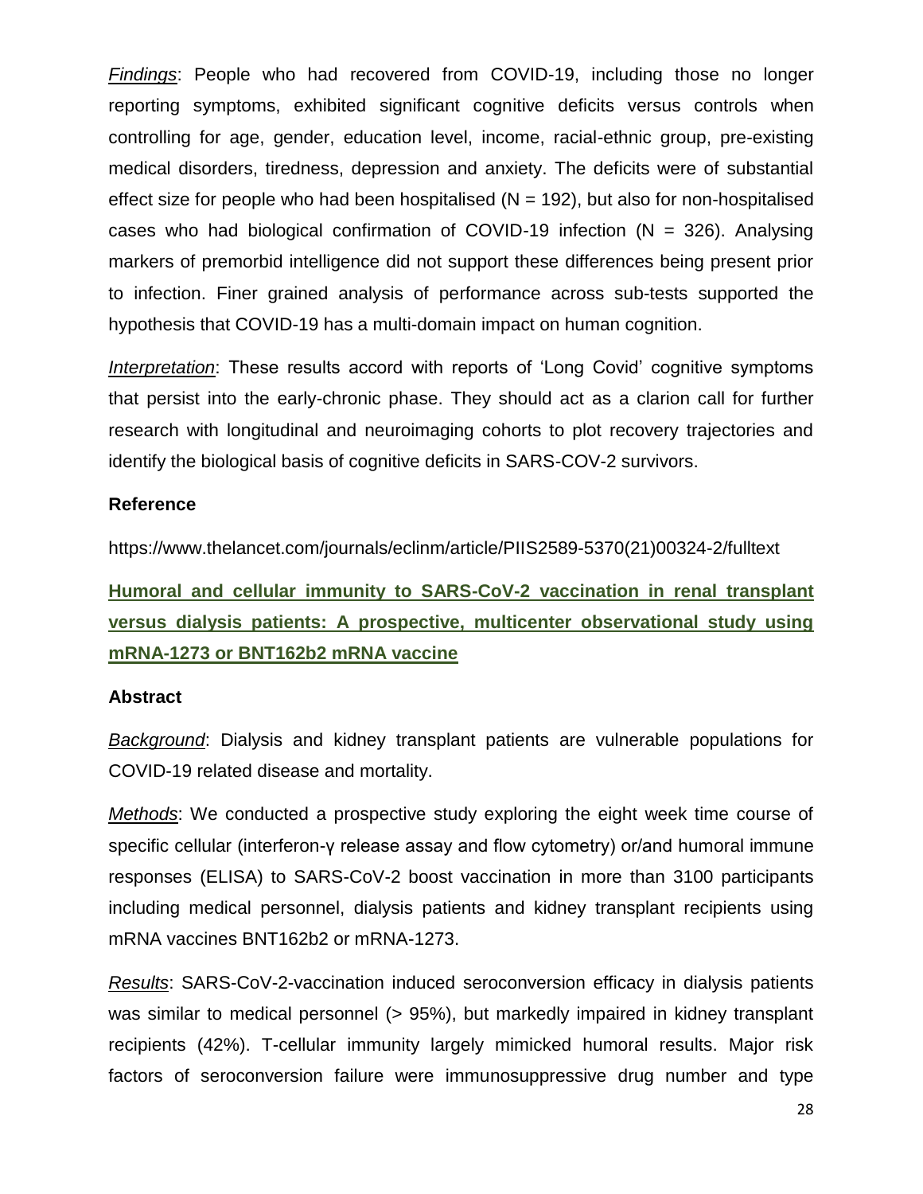*Findings*: People who had recovered from COVID-19, including those no longer reporting symptoms, exhibited significant cognitive deficits versus controls when controlling for age, gender, education level, income, racial-ethnic group, pre-existing medical disorders, tiredness, depression and anxiety. The deficits were of substantial effect size for people who had been hospitalised (N = 192), but also for non-hospitalised cases who had biological confirmation of COVID-19 infection (N = 326). Analysing markers of premorbid intelligence did not support these differences being present prior to infection. Finer grained analysis of performance across sub-tests supported the hypothesis that COVID-19 has a multi-domain impact on human cognition.

*Interpretation*: These results accord with reports of 'Long Covid' cognitive symptoms that persist into the early-chronic phase. They should act as a clarion call for further research with longitudinal and neuroimaging cohorts to plot recovery trajectories and identify the biological basis of cognitive deficits in SARS-COV-2 survivors.

**Reference**

https://www.thelancet.com/journals/eclinm/article/PIIS2589-5370(21)00324-2/fulltext

## Humoral and cellular immunity to SARS-CoV-2 vaccination in renal transplant versus dialysis patients: A prospective, multicenter observational study using mRNA-1273 or BNT162b2 mRNA vaccine

**Abstract**

*Background*: Dialysis and kidney transplant patients are vulnerable populations for COVID-19 related disease and mortality.

*Methods*: We conducted a prospective study exploring the eight week time course of specific cellular (interferon-γ release assay and flow cytometry) or/and humoral immune responses (ELISA) to SARS-CoV-2 boost vaccination in more than 3100 participants including medical personnel, dialysis patients and kidney transplant recipients using mRNA vaccines BNT162b2 or mRNA-1273.

*Results*: SARS-CoV-2-vaccination induced seroconversion efficacy in dialysis patients was similar to medical personnel (> 95%), but markedly impaired in kidney transplant recipients (42%). T-cellular immunity largely mimicked humoral results. Major risk factors of seroconversion failure were immunosuppressive drug number and type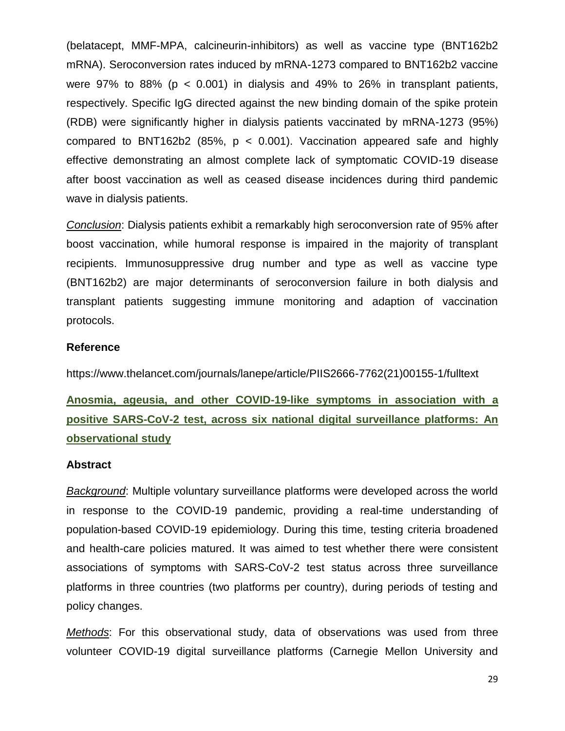(belatacept, MMF-MPA, calcineurin-inhibitors) as well as vaccine type (BNT162b2 mRNA). Seroconversion rates induced by mRNA-1273 compared to BNT162b2 vaccine were 97% to 88% ($p < 0.001$) in dialysis and 49% to 26% in transplant patients, respectively. Specific IgG directed against the new binding domain of the spike protein (RDB) were significantly higher in dialysis patients vaccinated by mRNA-1273 (95%) compared to BNT162b2 (85%, $p < 0.001$). Vaccination appeared safe and highly effective demonstrating an almost complete lack of symptomatic COVID-19 disease after boost vaccination as well as ceased disease incidences during third pandemic wave in dialysis patients.

*Conclusion*: Dialysis patients exhibit a remarkably high seroconversion rate of 95% after boost vaccination, while humoral response is impaired in the majority of transplant recipients. Immunosuppressive drug number and type as well as vaccine type (BNT162b2) are major determinants of seroconversion failure in both dialysis and transplant patients suggesting immune monitoring and adaption of vaccination protocols.

**Reference**

https://www.thelancet.com/journals/lanepe/article/PIIS2666-7762(21)00155-1/fulltext

## Anosmia, ageusia, and other COVID-19-like symptoms in association with a positive SARS-CoV-2 test, across six national digital surveillance platforms: An observational study

**Abstract**

*Background*: Multiple voluntary surveillance platforms were developed across the world in response to the COVID-19 pandemic, providing a real-time understanding of population-based COVID-19 epidemiology. During this time, testing criteria broadened and health-care policies matured. It was aimed to test whether there were consistent associations of symptoms with SARS-CoV-2 test status across three surveillance platforms in three countries (two platforms per country), during periods of testing and policy changes.

*Methods*: For this observational study, data of observations was used from three volunteer COVID-19 digital surveillance platforms (Carnegie Mellon University and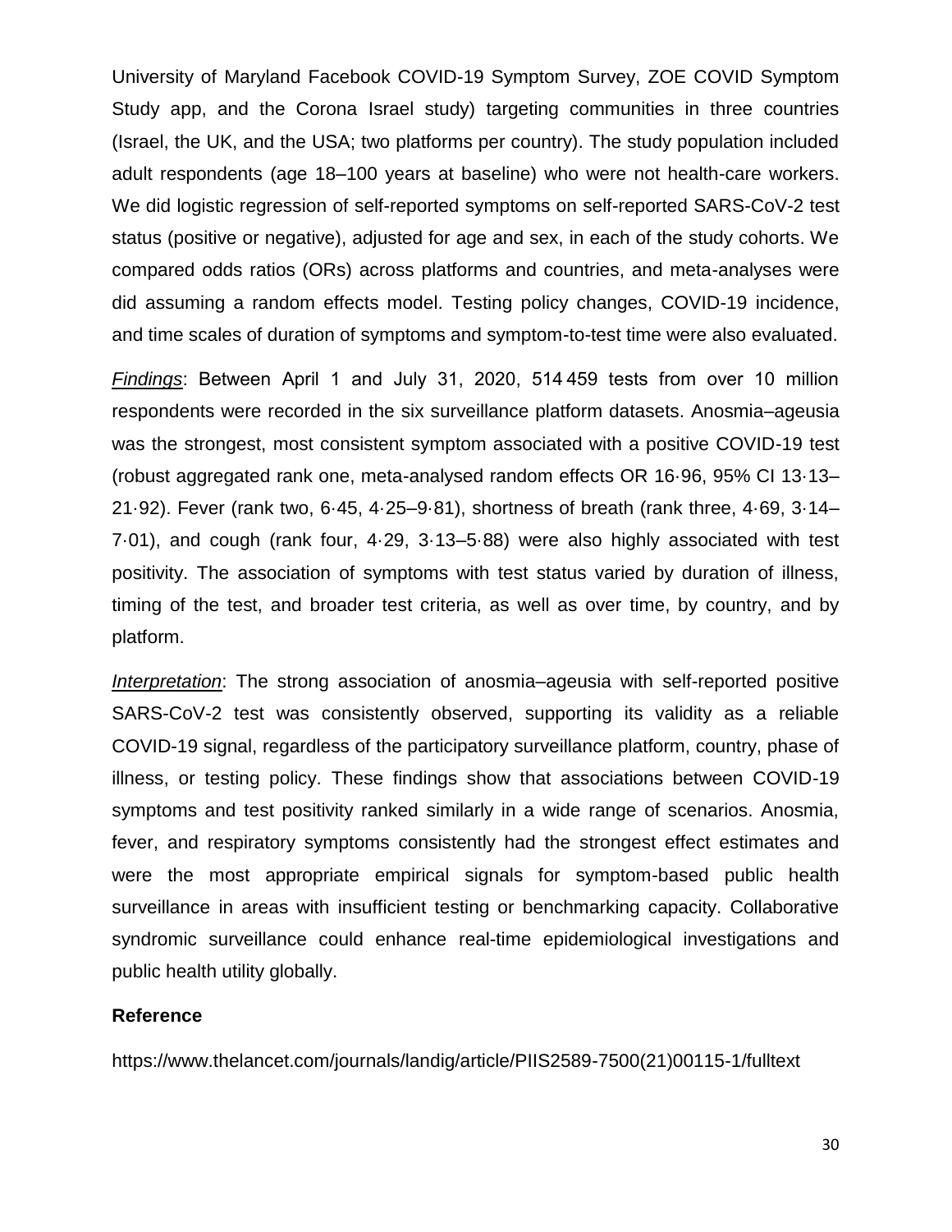University of Maryland Facebook COVID-19 Symptom Survey, ZOE COVID Symptom Study app, and the Corona Israel study) targeting communities in three countries (Israel, the UK, and the USA; two platforms per country). The study population included adult respondents (age 18–100 years at baseline) who were not health-care workers. We did logistic regression of self-reported symptoms on self-reported SARS-CoV-2 test status (positive or negative), adjusted for age and sex, in each of the study cohorts. We compared odds ratios (ORs) across platforms and countries, and meta-analyses were did assuming a random effects model. Testing policy changes, COVID-19 incidence, and time scales of duration of symptoms and symptom-to-test time were also evaluated.

*Findings*: Between April 1 and July 31, 2020, 514 459 tests from over 10 million respondents were recorded in the six surveillance platform datasets. Anosmia–ageusia was the strongest, most consistent symptom associated with a positive COVID-19 test (robust aggregated rank one, meta-analysed random effects OR 16·96, 95% CI 13·13–21·92). Fever (rank two, 6·45, 4·25–9·81), shortness of breath (rank three, 4·69, 3·14–7·01), and cough (rank four, 4·29, 3·13–5·88) were also highly associated with test positivity. The association of symptoms with test status varied by duration of illness, timing of the test, and broader test criteria, as well as over time, by country, and by platform.

*Interpretation*: The strong association of anosmia–ageusia with self-reported positive SARS-CoV-2 test was consistently observed, supporting its validity as a reliable COVID-19 signal, regardless of the participatory surveillance platform, country, phase of illness, or testing policy. These findings show that associations between COVID-19 symptoms and test positivity ranked similarly in a wide range of scenarios. Anosmia, fever, and respiratory symptoms consistently had the strongest effect estimates and were the most appropriate empirical signals for symptom-based public health surveillance in areas with insufficient testing or benchmarking capacity. Collaborative syndromic surveillance could enhance real-time epidemiological investigations and public health utility globally.

**Reference**

https://www.thelancet.com/journals/landig/article/PIIS2589-7500(21)00115-1/fulltext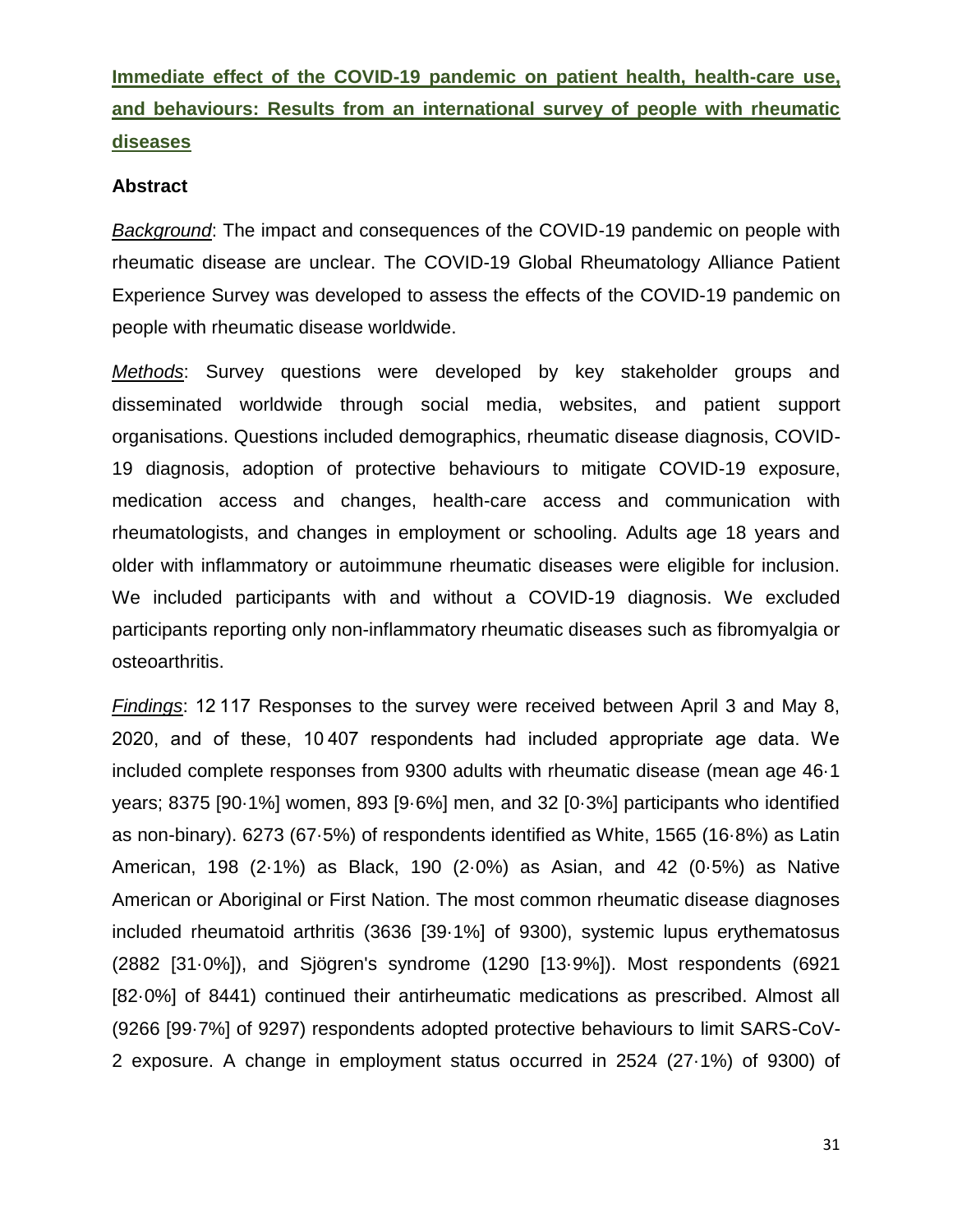## [Immediate effect of the COVID-19 pandemic on patient health, health-care use, and behaviours: Results from an international survey of people with rheumatic diseases]()

### Abstract

*Background*: The impact and consequences of the COVID-19 pandemic on people with rheumatic disease are unclear. The COVID-19 Global Rheumatology Alliance Patient Experience Survey was developed to assess the effects of the COVID-19 pandemic on people with rheumatic disease worldwide.

*Methods*: Survey questions were developed by key stakeholder groups and disseminated worldwide through social media, websites, and patient support organisations. Questions included demographics, rheumatic disease diagnosis, COVID-19 diagnosis, adoption of protective behaviours to mitigate COVID-19 exposure, medication access and changes, health-care access and communication with rheumatologists, and changes in employment or schooling. Adults age 18 years and older with inflammatory or autoimmune rheumatic diseases were eligible for inclusion. We included participants with and without a COVID-19 diagnosis. We excluded participants reporting only non-inflammatory rheumatic diseases such as fibromyalgia or osteoarthritis.

*Findings*: 12 117 Responses to the survey were received between April 3 and May 8, 2020, and of these, 10 407 respondents had included appropriate age data. We included complete responses from 9300 adults with rheumatic disease (mean age 46·1 years; 8375 [90·1%] women, 893 [9·6%] men, and 32 [0·3%] participants who identified as non-binary). 6273 (67·5%) of respondents identified as White, 1565 (16·8%) as Latin American, 198 (2·1%) as Black, 190 (2·0%) as Asian, and 42 (0·5%) as Native American or Aboriginal or First Nation. The most common rheumatic disease diagnoses included rheumatoid arthritis (3636 [39·1%] of 9300), systemic lupus erythematosus (2882 [31·0%]), and Sjögren's syndrome (1290 [13·9%]). Most respondents (6921 [82·0%] of 8441) continued their antirheumatic medications as prescribed. Almost all (9266 [99·7%] of 9297) respondents adopted protective behaviours to limit SARS-CoV-2 exposure. A change in employment status occurred in 2524 (27·1%) of 9300) of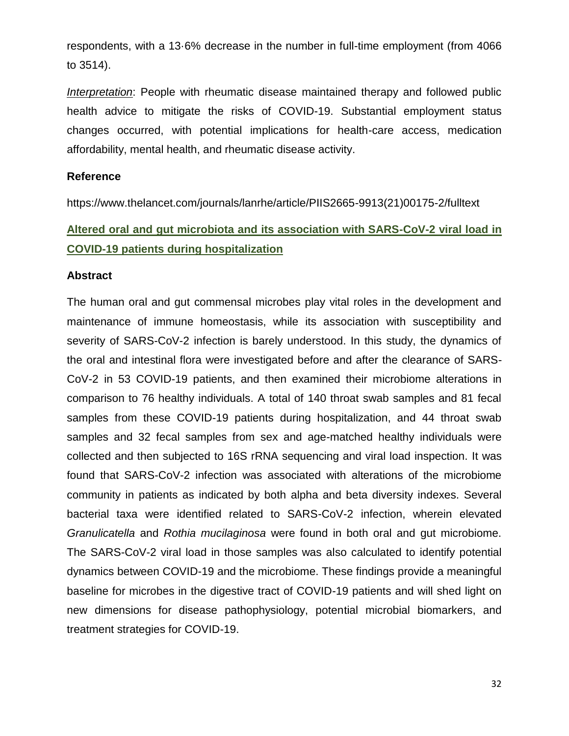respondents, with a 13·6% decrease in the number in full-time employment (from 4066 to 3514).

*Interpretation*: People with rheumatic disease maintained therapy and followed public health advice to mitigate the risks of COVID-19. Substantial employment status changes occurred, with potential implications for health-care access, medication affordability, mental health, and rheumatic disease activity.

**Reference**

https://www.thelancet.com/journals/lanrhe/article/PIIS2665-9913(21)00175-2/fulltext

## Altered oral and gut microbiota and its association with SARS-CoV-2 viral load in COVID-19 patients during hospitalization

**Abstract**

The human oral and gut commensal microbes play vital roles in the development and maintenance of immune homeostasis, while its association with susceptibility and severity of SARS-CoV-2 infection is barely understood. In this study, the dynamics of the oral and intestinal flora were investigated before and after the clearance of SARS-CoV-2 in 53 COVID-19 patients, and then examined their microbiome alterations in comparison to 76 healthy individuals. A total of 140 throat swab samples and 81 fecal samples from these COVID-19 patients during hospitalization, and 44 throat swab samples and 32 fecal samples from sex and age-matched healthy individuals were collected and then subjected to 16S rRNA sequencing and viral load inspection. It was found that SARS-CoV-2 infection was associated with alterations of the microbiome community in patients as indicated by both alpha and beta diversity indexes. Several bacterial taxa were identified related to SARS-CoV-2 infection, wherein elevated *Granulicatella* and *Rothia mucilaginosa* were found in both oral and gut microbiome. The SARS-CoV-2 viral load in those samples was also calculated to identify potential dynamics between COVID-19 and the microbiome. These findings provide a meaningful baseline for microbes in the digestive tract of COVID-19 patients and will shed light on new dimensions for disease pathophysiology, potential microbial biomarkers, and treatment strategies for COVID-19.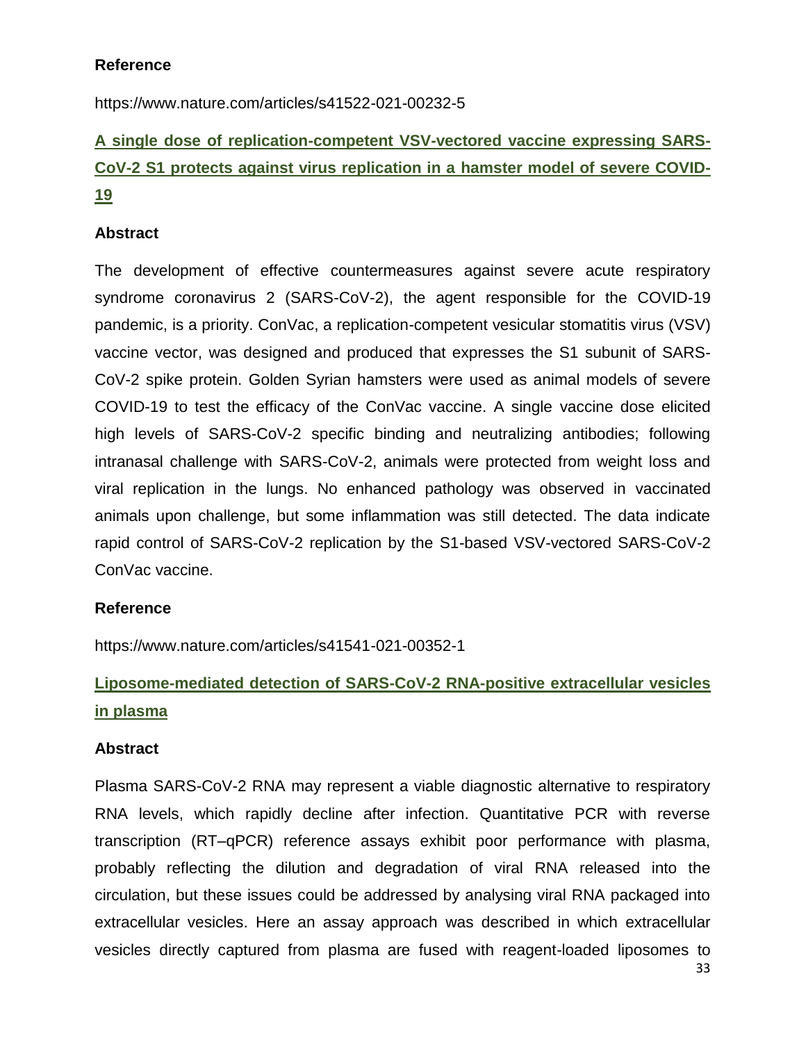**Reference**

https://www.nature.com/articles/s41522-021-00232-5

## [A single dose of replication-competent VSV-vectored vaccine expressing SARS-CoV-2 S1 protects against virus replication in a hamster model of severe COVID-19]

**Abstract**

The development of effective countermeasures against severe acute respiratory syndrome coronavirus 2 (SARS-CoV-2), the agent responsible for the COVID-19 pandemic, is a priority. ConVac, a replication-competent vesicular stomatitis virus (VSV) vaccine vector, was designed and produced that expresses the S1 subunit of SARS-CoV-2 spike protein. Golden Syrian hamsters were used as animal models of severe COVID-19 to test the efficacy of the ConVac vaccine. A single vaccine dose elicited high levels of SARS-CoV-2 specific binding and neutralizing antibodies; following intranasal challenge with SARS-CoV-2, animals were protected from weight loss and viral replication in the lungs. No enhanced pathology was observed in vaccinated animals upon challenge, but some inflammation was still detected. The data indicate rapid control of SARS-CoV-2 replication by the S1-based VSV-vectored SARS-CoV-2 ConVac vaccine.

**Reference**

https://www.nature.com/articles/s41541-021-00352-1

## [Liposome-mediated detection of SARS-CoV-2 RNA-positive extracellular vesicles in plasma]

**Abstract**

Plasma SARS-CoV-2 RNA may represent a viable diagnostic alternative to respiratory RNA levels, which rapidly decline after infection. Quantitative PCR with reverse transcription (RT–qPCR) reference assays exhibit poor performance with plasma, probably reflecting the dilution and degradation of viral RNA released into the circulation, but these issues could be addressed by analysing viral RNA packaged into extracellular vesicles. Here an assay approach was described in which extracellular vesicles directly captured from plasma are fused with reagent-loaded liposomes to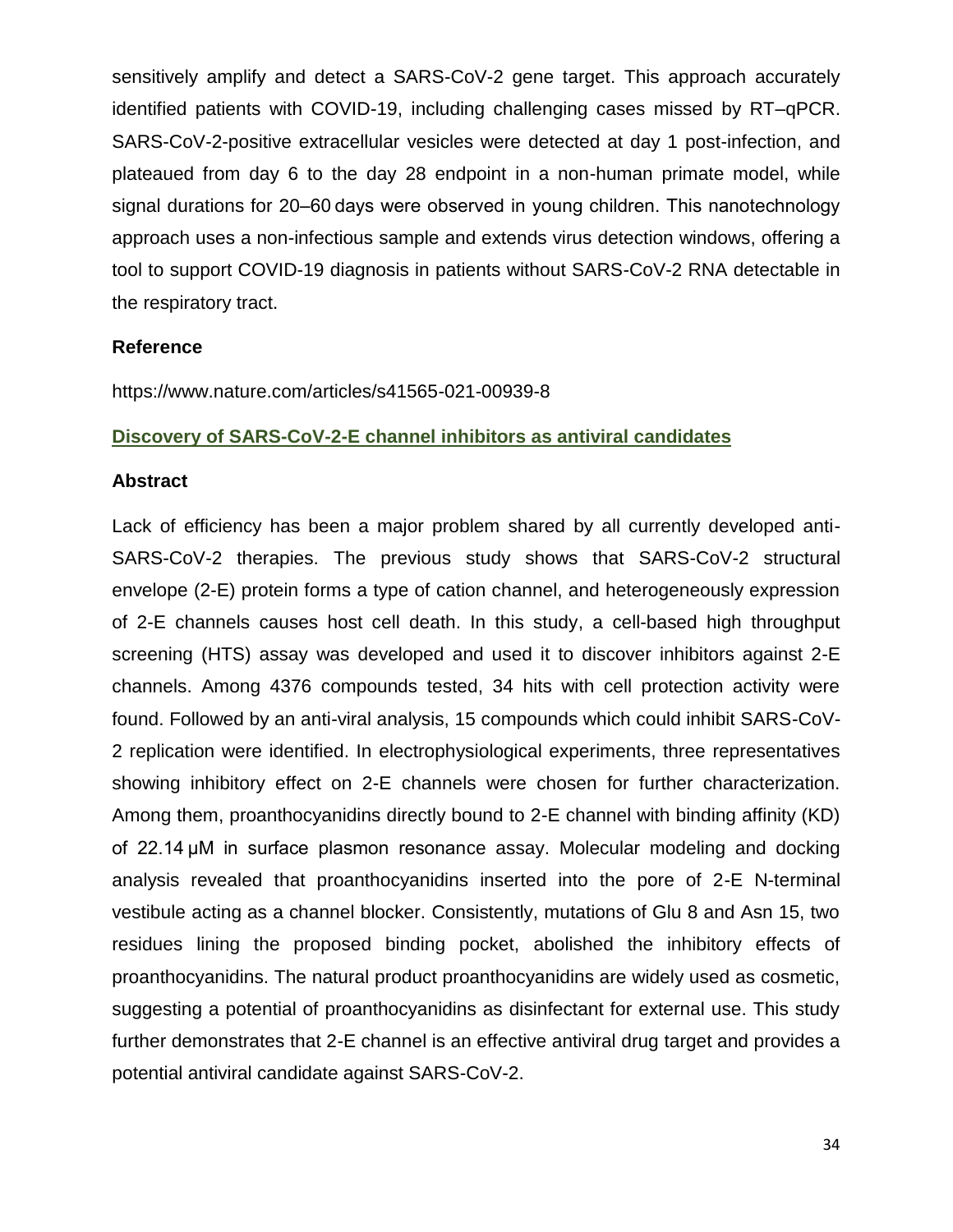sensitively amplify and detect a SARS-CoV-2 gene target. This approach accurately identified patients with COVID-19, including challenging cases missed by RT–qPCR. SARS-CoV-2-positive extracellular vesicles were detected at day 1 post-infection, and plateaued from day 6 to the day 28 endpoint in a non-human primate model, while signal durations for 20–60 days were observed in young children. This nanotechnology approach uses a non-infectious sample and extends virus detection windows, offering a tool to support COVID-19 diagnosis in patients without SARS-CoV-2 RNA detectable in the respiratory tract.

**Reference**

https://www.nature.com/articles/s41565-021-00939-8

## Discovery of SARS-CoV-2-E channel inhibitors as antiviral candidates

**Abstract**

Lack of efficiency has been a major problem shared by all currently developed anti-SARS-CoV-2 therapies. The previous study shows that SARS-CoV-2 structural envelope (2-E) protein forms a type of cation channel, and heterogeneously expression of 2-E channels causes host cell death. In this study, a cell-based high throughput screening (HTS) assay was developed and used it to discover inhibitors against 2-E channels. Among 4376 compounds tested, 34 hits with cell protection activity were found. Followed by an anti-viral analysis, 15 compounds which could inhibit SARS-CoV-2 replication were identified. In electrophysiological experiments, three representatives showing inhibitory effect on 2-E channels were chosen for further characterization. Among them, proanthocyanidins directly bound to 2-E channel with binding affinity (KD) of 22.14 μM in surface plasmon resonance assay. Molecular modeling and docking analysis revealed that proanthocyanidins inserted into the pore of 2-E N-terminal vestibule acting as a channel blocker. Consistently, mutations of Glu 8 and Asn 15, two residues lining the proposed binding pocket, abolished the inhibitory effects of proanthocyanidins. The natural product proanthocyanidins are widely used as cosmetic, suggesting a potential of proanthocyanidins as disinfectant for external use. This study further demonstrates that 2-E channel is an effective antiviral drug target and provides a potential antiviral candidate against SARS-CoV-2.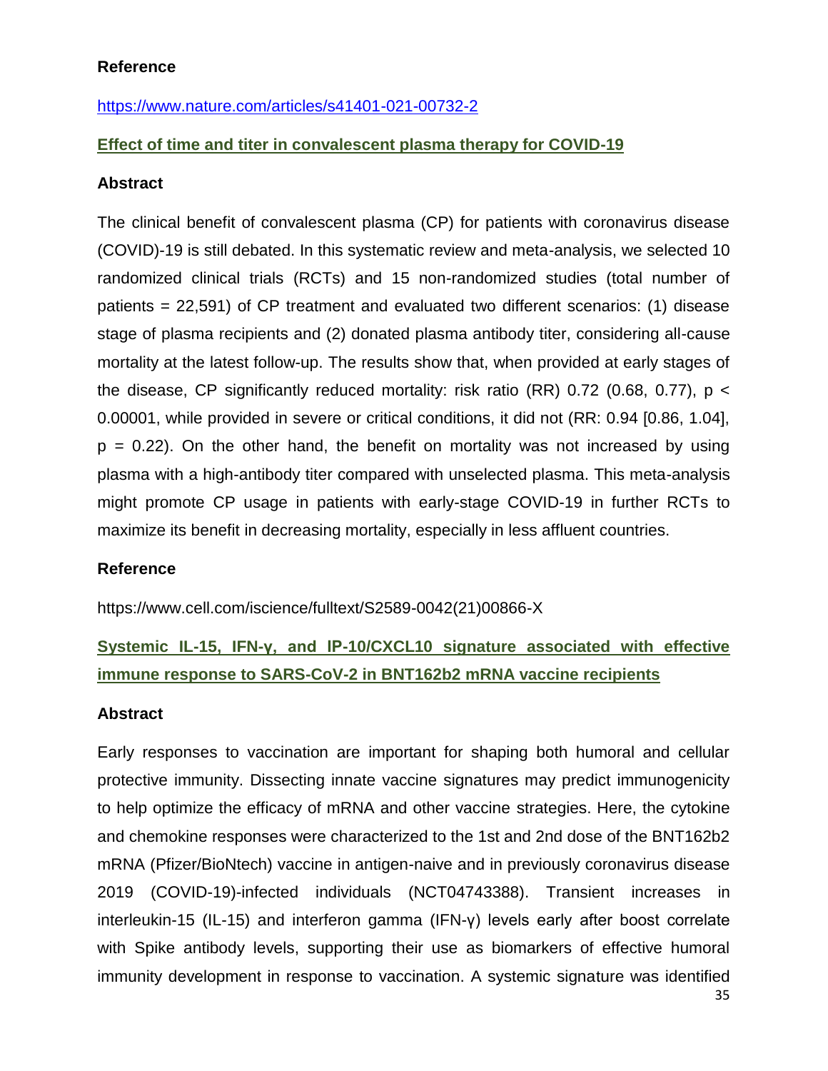**Reference**

https://www.nature.com/articles/s41401-021-00732-2

**Effect of time and titer in convalescent plasma therapy for COVID-19**

**Abstract**

The clinical benefit of convalescent plasma (CP) for patients with coronavirus disease (COVID)-19 is still debated. In this systematic review and meta-analysis, we selected 10 randomized clinical trials (RCTs) and 15 non-randomized studies (total number of patients = 22,591) of CP treatment and evaluated two different scenarios: (1) disease stage of plasma recipients and (2) donated plasma antibody titer, considering all-cause mortality at the latest follow-up. The results show that, when provided at early stages of the disease, CP significantly reduced mortality: risk ratio (RR) 0.72 (0.68, 0.77), $p < 0.00001$, while provided in severe or critical conditions, it did not (RR: 0.94 [0.86, 1.04], $p = 0.22$). On the other hand, the benefit on mortality was not increased by using plasma with a high-antibody titer compared with unselected plasma. This meta-analysis might promote CP usage in patients with early-stage COVID-19 in further RCTs to maximize its benefit in decreasing mortality, especially in less affluent countries.

**Reference**

https://www.cell.com/iscience/fulltext/S2589-0042(21)00866-X

**Systemic IL-15, IFN-γ, and IP-10/CXCL10 signature associated with effective immune response to SARS-CoV-2 in BNT162b2 mRNA vaccine recipients**

**Abstract**

Early responses to vaccination are important for shaping both humoral and cellular protective immunity. Dissecting innate vaccine signatures may predict immunogenicity to help optimize the efficacy of mRNA and other vaccine strategies. Here, the cytokine and chemokine responses were characterized to the 1st and 2nd dose of the BNT162b2 mRNA (Pfizer/BioNtech) vaccine in antigen-naive and in previously coronavirus disease 2019 (COVID-19)-infected individuals (NCT04743388). Transient increases in interleukin-15 (IL-15) and interferon gamma (IFN-γ) levels early after boost correlate with Spike antibody levels, supporting their use as biomarkers of effective humoral immunity development in response to vaccination. A systemic signature was identified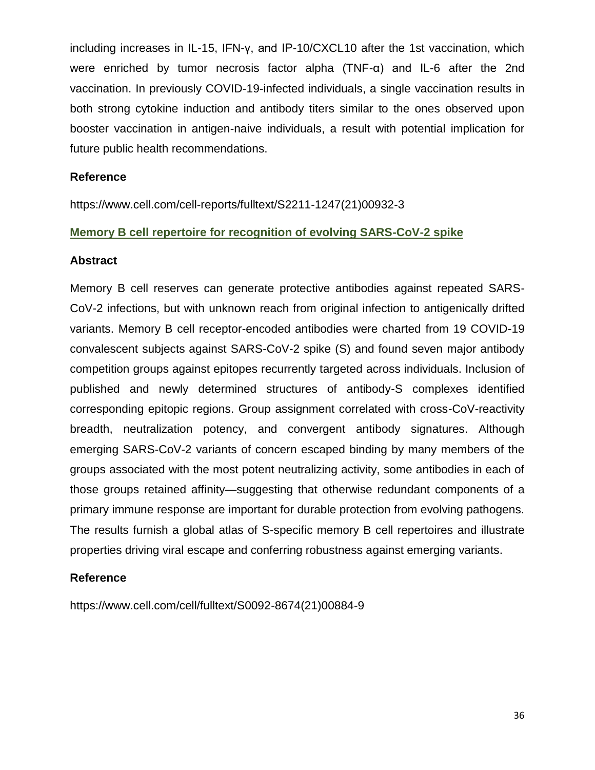including increases in IL-15, IFN-γ, and IP-10/CXCL10 after the 1st vaccination, which were enriched by tumor necrosis factor alpha (TNF-α) and IL-6 after the 2nd vaccination. In previously COVID-19-infected individuals, a single vaccination results in both strong cytokine induction and antibody titers similar to the ones observed upon booster vaccination in antigen-naive individuals, a result with potential implication for future public health recommendations.

**Reference**

https://www.cell.com/cell-reports/fulltext/S2211-1247(21)00932-3

## Memory B cell repertoire for recognition of evolving SARS-CoV-2 spike

**Abstract**

Memory B cell reserves can generate protective antibodies against repeated SARS-CoV-2 infections, but with unknown reach from original infection to antigenically drifted variants. Memory B cell receptor-encoded antibodies were charted from 19 COVID-19 convalescent subjects against SARS-CoV-2 spike (S) and found seven major antibody competition groups against epitopes recurrently targeted across individuals. Inclusion of published and newly determined structures of antibody-S complexes identified corresponding epitopic regions. Group assignment correlated with cross-CoV-reactivity breadth, neutralization potency, and convergent antibody signatures. Although emerging SARS-CoV-2 variants of concern escaped binding by many members of the groups associated with the most potent neutralizing activity, some antibodies in each of those groups retained affinity—suggesting that otherwise redundant components of a primary immune response are important for durable protection from evolving pathogens. The results furnish a global atlas of S-specific memory B cell repertoires and illustrate properties driving viral escape and conferring robustness against emerging variants.

**Reference**

https://www.cell.com/cell/fulltext/S0092-8674(21)00884-9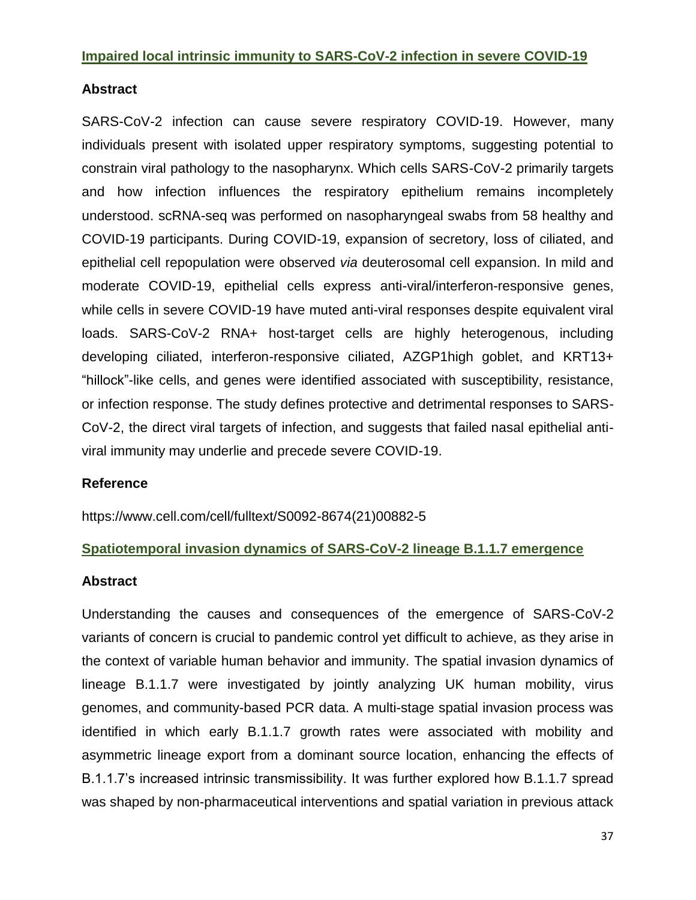## Impaired local intrinsic immunity to SARS-CoV-2 infection in severe COVID-19

### Abstract

SARS-CoV-2 infection can cause severe respiratory COVID-19. However, many individuals present with isolated upper respiratory symptoms, suggesting potential to constrain viral pathology to the nasopharynx. Which cells SARS-CoV-2 primarily targets and how infection influences the respiratory epithelium remains incompletely understood. scRNA-seq was performed on nasopharyngeal swabs from 58 healthy and COVID-19 participants. During COVID-19, expansion of secretory, loss of ciliated, and epithelial cell repopulation were observed *via* deuterosomal cell expansion. In mild and moderate COVID-19, epithelial cells express anti-viral/interferon-responsive genes, while cells in severe COVID-19 have muted anti-viral responses despite equivalent viral loads. SARS-CoV-2 RNA+ host-target cells are highly heterogenous, including developing ciliated, interferon-responsive ciliated, AZGP1high goblet, and KRT13+ "hillock"-like cells, and genes were identified associated with susceptibility, resistance, or infection response. The study defines protective and detrimental responses to SARS-CoV-2, the direct viral targets of infection, and suggests that failed nasal epithelial anti-viral immunity may underlie and precede severe COVID-19.

### Reference

https://www.cell.com/cell/fulltext/S0092-8674(21)00882-5

## Spatiotemporal invasion dynamics of SARS-CoV-2 lineage B.1.1.7 emergence

### Abstract

Understanding the causes and consequences of the emergence of SARS-CoV-2 variants of concern is crucial to pandemic control yet difficult to achieve, as they arise in the context of variable human behavior and immunity. The spatial invasion dynamics of lineage B.1.1.7 were investigated by jointly analyzing UK human mobility, virus genomes, and community-based PCR data. A multi-stage spatial invasion process was identified in which early B.1.1.7 growth rates were associated with mobility and asymmetric lineage export from a dominant source location, enhancing the effects of B.1.1.7's increased intrinsic transmissibility. It was further explored how B.1.1.7 spread was shaped by non-pharmaceutical interventions and spatial variation in previous attack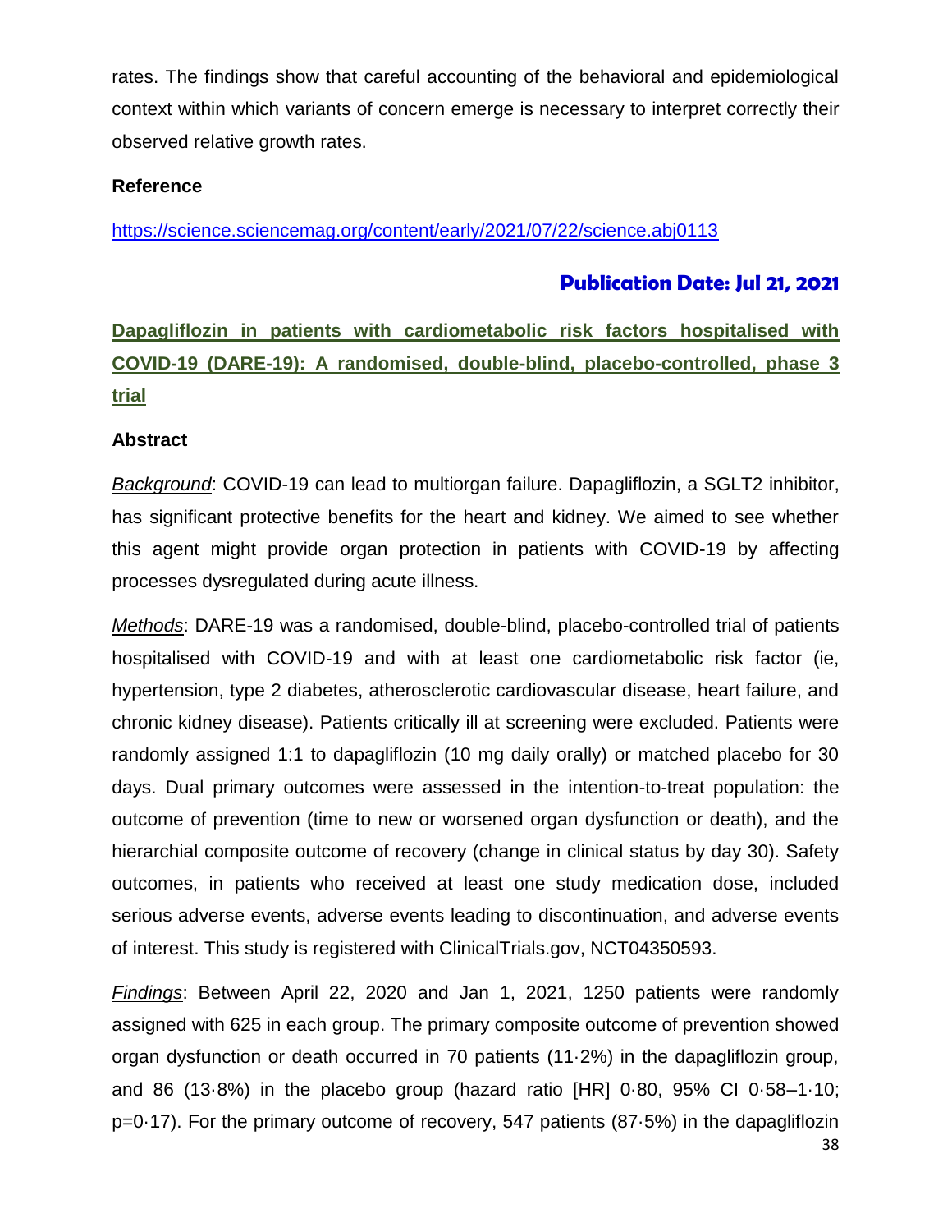rates. The findings show that careful accounting of the behavioral and epidemiological context within which variants of concern emerge is necessary to interpret correctly their observed relative growth rates.

**Reference**

https://science.sciencemag.org/content/early/2021/07/22/science.abj0113

### Publication Date: Jul 21, 2021

## Dapagliflozin in patients with cardiometabolic risk factors hospitalised with COVID-19 (DARE-19): A randomised, double-blind, placebo-controlled, phase 3 trial

**Abstract**

*Background*: COVID-19 can lead to multiorgan failure. Dapagliflozin, a SGLT2 inhibitor, has significant protective benefits for the heart and kidney. We aimed to see whether this agent might provide organ protection in patients with COVID-19 by affecting processes dysregulated during acute illness.

*Methods*: DARE-19 was a randomised, double-blind, placebo-controlled trial of patients hospitalised with COVID-19 and with at least one cardiometabolic risk factor (ie, hypertension, type 2 diabetes, atherosclerotic cardiovascular disease, heart failure, and chronic kidney disease). Patients critically ill at screening were excluded. Patients were randomly assigned 1:1 to dapagliflozin (10 mg daily orally) or matched placebo for 30 days. Dual primary outcomes were assessed in the intention-to-treat population: the outcome of prevention (time to new or worsened organ dysfunction or death), and the hierarchial composite outcome of recovery (change in clinical status by day 30). Safety outcomes, in patients who received at least one study medication dose, included serious adverse events, adverse events leading to discontinuation, and adverse events of interest. This study is registered with ClinicalTrials.gov, NCT04350593.

*Findings*: Between April 22, 2020 and Jan 1, 2021, 1250 patients were randomly assigned with 625 in each group. The primary composite outcome of prevention showed organ dysfunction or death occurred in 70 patients (11·2%) in the dapagliflozin group, and 86 (13·8%) in the placebo group (hazard ratio [HR] 0·80, 95% CI 0·58–1·10; p=0·17). For the primary outcome of recovery, 547 patients (87·5%) in the dapagliflozin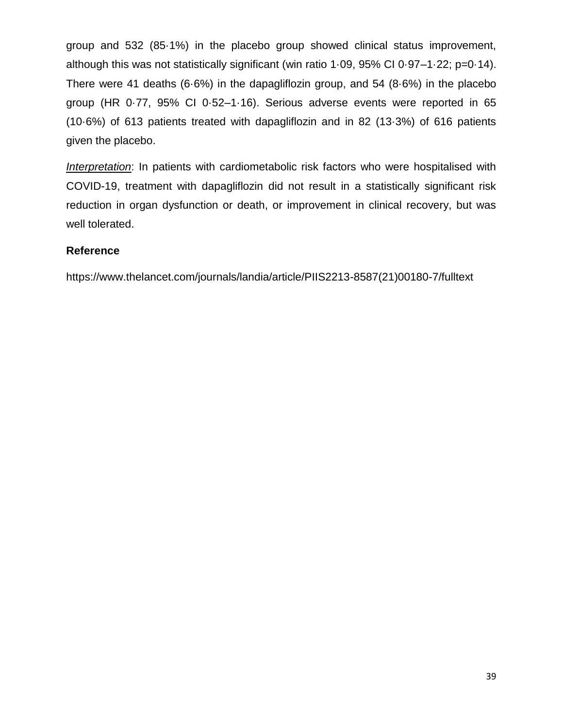group and 532 (85·1%) in the placebo group showed clinical status improvement, although this was not statistically significant (win ratio 1·09, 95% CI 0·97–1·22; p=0·14). There were 41 deaths (6·6%) in the dapagliflozin group, and 54 (8·6%) in the placebo group (HR 0·77, 95% CI 0·52–1·16). Serious adverse events were reported in 65 (10·6%) of 613 patients treated with dapagliflozin and in 82 (13·3%) of 616 patients given the placebo.

*Interpretation*: In patients with cardiometabolic risk factors who were hospitalised with COVID-19, treatment with dapagliflozin did not result in a statistically significant risk reduction in organ dysfunction or death, or improvement in clinical recovery, but was well tolerated.

**Reference**

https://www.thelancet.com/journals/landia/article/PIIS2213-8587(21)00180-7/fulltext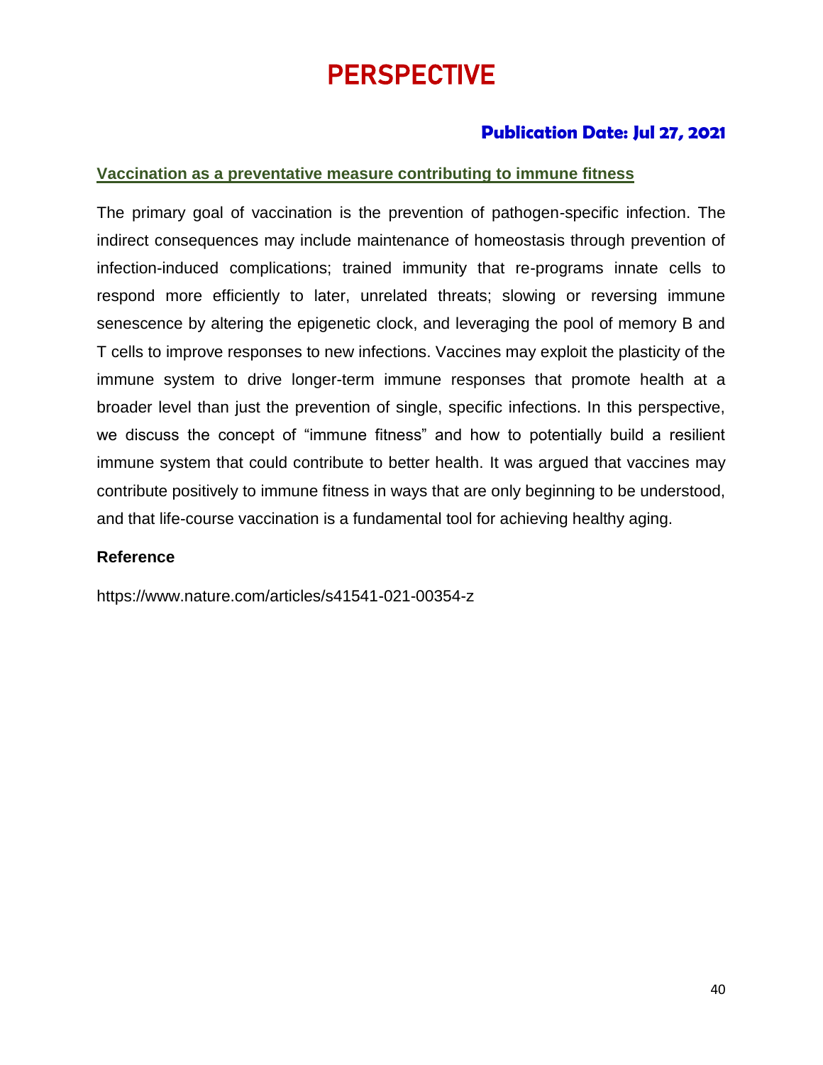# PERSPECTIVE

**Publication Date: Jul 27, 2021**

## Vaccination as a preventative measure contributing to immune fitness

The primary goal of vaccination is the prevention of pathogen-specific infection. The indirect consequences may include maintenance of homeostasis through prevention of infection-induced complications; trained immunity that re-programs innate cells to respond more efficiently to later, unrelated threats; slowing or reversing immune senescence by altering the epigenetic clock, and leveraging the pool of memory B and T cells to improve responses to new infections. Vaccines may exploit the plasticity of the immune system to drive longer-term immune responses that promote health at a broader level than just the prevention of single, specific infections. In this perspective, we discuss the concept of "immune fitness" and how to potentially build a resilient immune system that could contribute to better health. It was argued that vaccines may contribute positively to immune fitness in ways that are only beginning to be understood, and that life-course vaccination is a fundamental tool for achieving healthy aging.

**Reference**

https://www.nature.com/articles/s41541-021-00354-z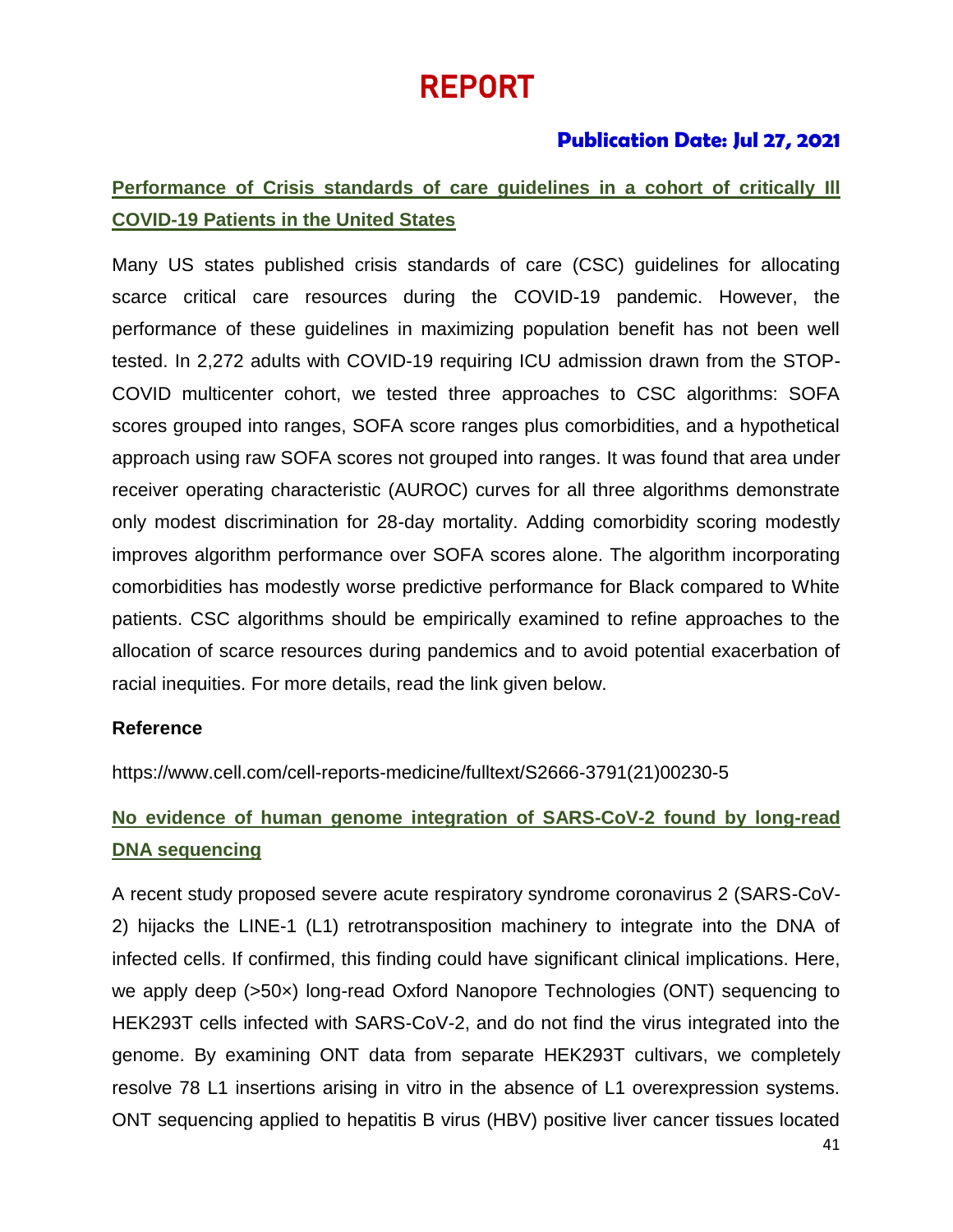# REPORT

**Publication Date: Jul 27, 2021**

## Performance of Crisis standards of care guidelines in a cohort of critically Ill COVID-19 Patients in the United States

Many US states published crisis standards of care (CSC) guidelines for allocating scarce critical care resources during the COVID-19 pandemic. However, the performance of these guidelines in maximizing population benefit has not been well tested. In 2,272 adults with COVID-19 requiring ICU admission drawn from the STOP-COVID multicenter cohort, we tested three approaches to CSC algorithms: SOFA scores grouped into ranges, SOFA score ranges plus comorbidities, and a hypothetical approach using raw SOFA scores not grouped into ranges. It was found that area under receiver operating characteristic (AUROC) curves for all three algorithms demonstrate only modest discrimination for 28-day mortality. Adding comorbidity scoring modestly improves algorithm performance over SOFA scores alone. The algorithm incorporating comorbidities has modestly worse predictive performance for Black compared to White patients. CSC algorithms should be empirically examined to refine approaches to the allocation of scarce resources during pandemics and to avoid potential exacerbation of racial inequities. For more details, read the link given below.

**Reference**

https://www.cell.com/cell-reports-medicine/fulltext/S2666-3791(21)00230-5

## No evidence of human genome integration of SARS-CoV-2 found by long-read DNA sequencing

A recent study proposed severe acute respiratory syndrome coronavirus 2 (SARS-CoV-2) hijacks the LINE-1 (L1) retrotransposition machinery to integrate into the DNA of infected cells. If confirmed, this finding could have significant clinical implications. Here, we apply deep (>50×) long-read Oxford Nanopore Technologies (ONT) sequencing to HEK293T cells infected with SARS-CoV-2, and do not find the virus integrated into the genome. By examining ONT data from separate HEK293T cultivars, we completely resolve 78 L1 insertions arising in vitro in the absence of L1 overexpression systems. ONT sequencing applied to hepatitis B virus (HBV) positive liver cancer tissues located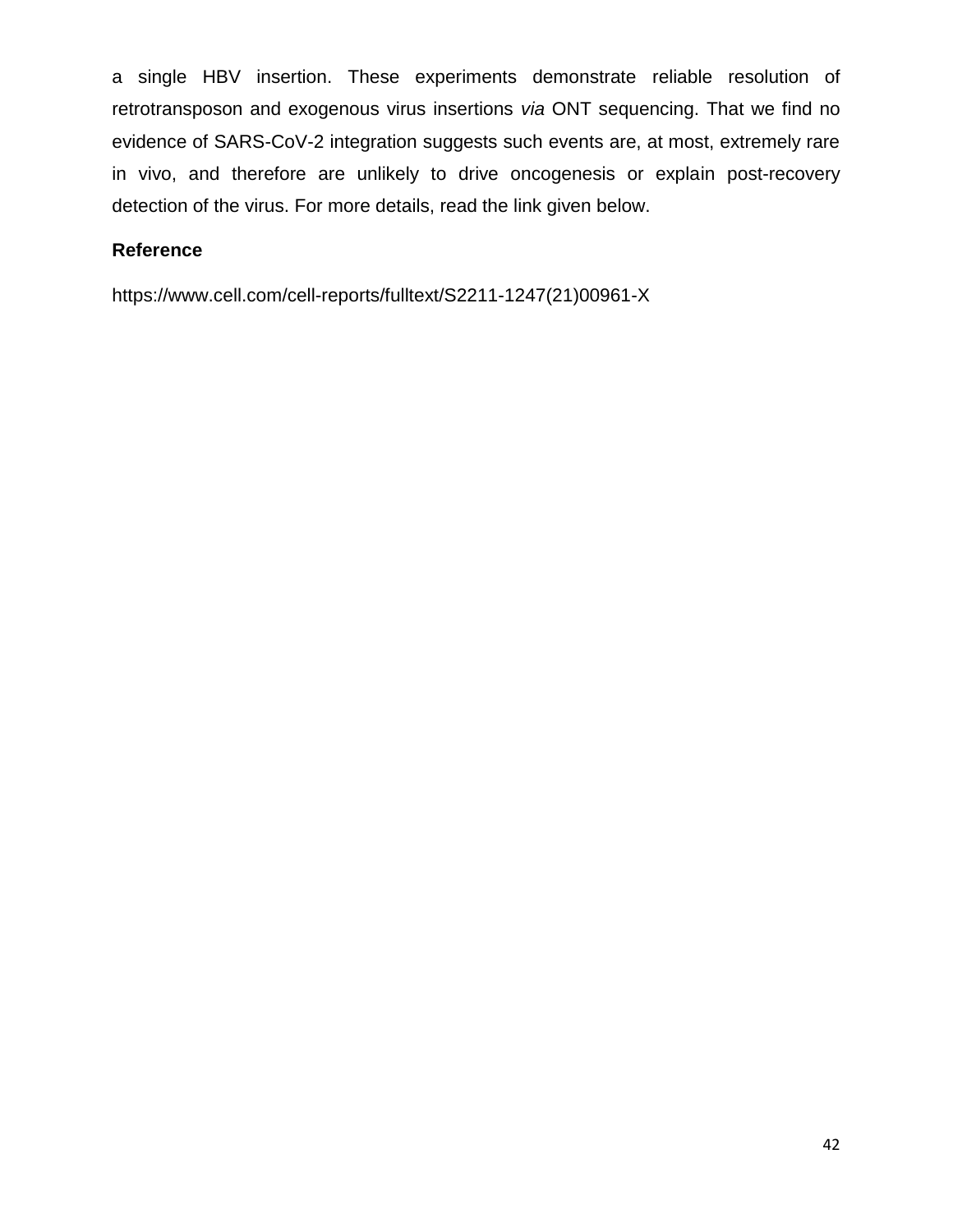a single HBV insertion. These experiments demonstrate reliable resolution of retrotransposon and exogenous virus insertions *via* ONT sequencing. That we find no evidence of SARS-CoV-2 integration suggests such events are, at most, extremely rare in vivo, and therefore are unlikely to drive oncogenesis or explain post-recovery detection of the virus. For more details, read the link given below.

**Reference**

https://www.cell.com/cell-reports/fulltext/S2211-1247(21)00961-X